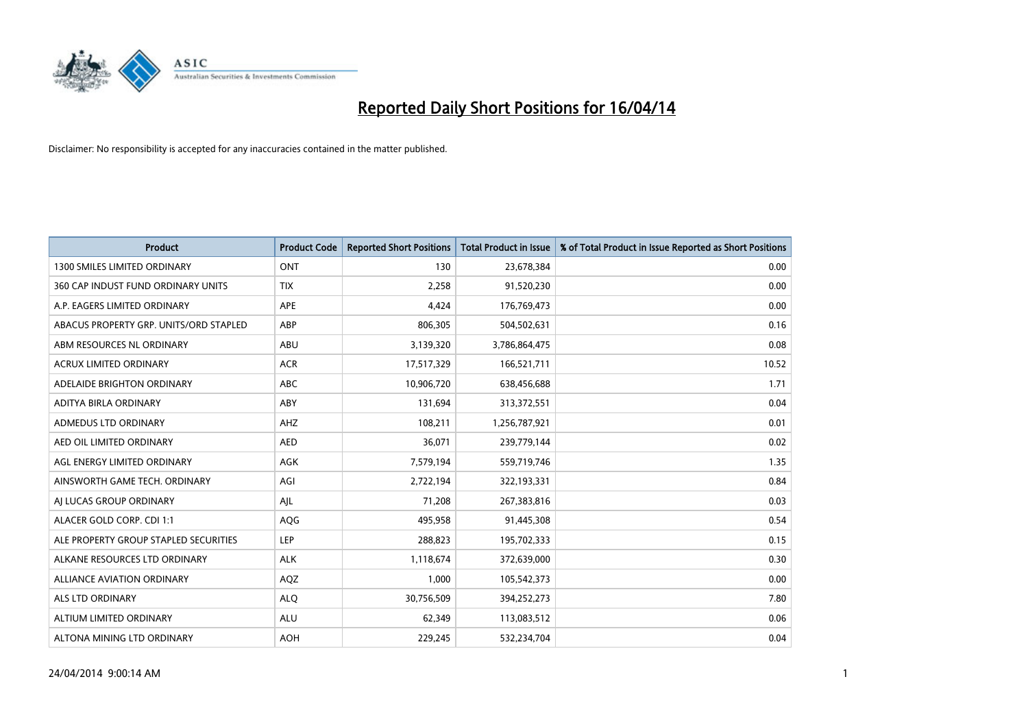# Reported Daily Short Positions for 16/04/14

Disclaimer: No responsibility is accepted for any inaccuracies contained in the matter published.

| Product | Product Code | Reported Short Positions | Total Product in Issue | % of Total Product in Issue Reported as Short Positions |
|---|---|---|---|---|
| 1300 SMILES LIMITED ORDINARY | ONT | 130 | 23,678,384 | 0.00 |
| 360 CAP INDUST FUND ORDINARY UNITS | TIX | 2,258 | 91,520,230 | 0.00 |
| A.P. EAGERS LIMITED ORDINARY | APE | 4,424 | 176,769,473 | 0.00 |
| ABACUS PROPERTY GRP. UNITS/ORD STAPLED | ABP | 806,305 | 504,502,631 | 0.16 |
| ABM RESOURCES NL ORDINARY | ABU | 3,139,320 | 3,786,864,475 | 0.08 |
| ACRUX LIMITED ORDINARY | ACR | 17,517,329 | 166,521,711 | 10.52 |
| ADELAIDE BRIGHTON ORDINARY | ABC | 10,906,720 | 638,456,688 | 1.71 |
| ADITYA BIRLA ORDINARY | ABY | 131,694 | 313,372,551 | 0.04 |
| ADMEDUS LTD ORDINARY | AHZ | 108,211 | 1,256,787,921 | 0.01 |
| AED OIL LIMITED ORDINARY | AED | 36,071 | 239,779,144 | 0.02 |
| AGL ENERGY LIMITED ORDINARY | AGK | 7,579,194 | 559,719,746 | 1.35 |
| AINSWORTH GAME TECH. ORDINARY | AGI | 2,722,194 | 322,193,331 | 0.84 |
| AJ LUCAS GROUP ORDINARY | AJL | 71,208 | 267,383,816 | 0.03 |
| ALACER GOLD CORP. CDI 1:1 | AQG | 495,958 | 91,445,308 | 0.54 |
| ALE PROPERTY GROUP STAPLED SECURITIES | LEP | 288,823 | 195,702,333 | 0.15 |
| ALKANE RESOURCES LTD ORDINARY | ALK | 1,118,674 | 372,639,000 | 0.30 |
| ALLIANCE AVIATION ORDINARY | AQZ | 1,000 | 105,542,373 | 0.00 |
| ALS LTD ORDINARY | ALQ | 30,756,509 | 394,252,273 | 7.80 |
| ALTIUM LIMITED ORDINARY | ALU | 62,349 | 113,083,512 | 0.06 |
| ALTONA MINING LTD ORDINARY | AOH | 229,245 | 532,234,704 | 0.04 |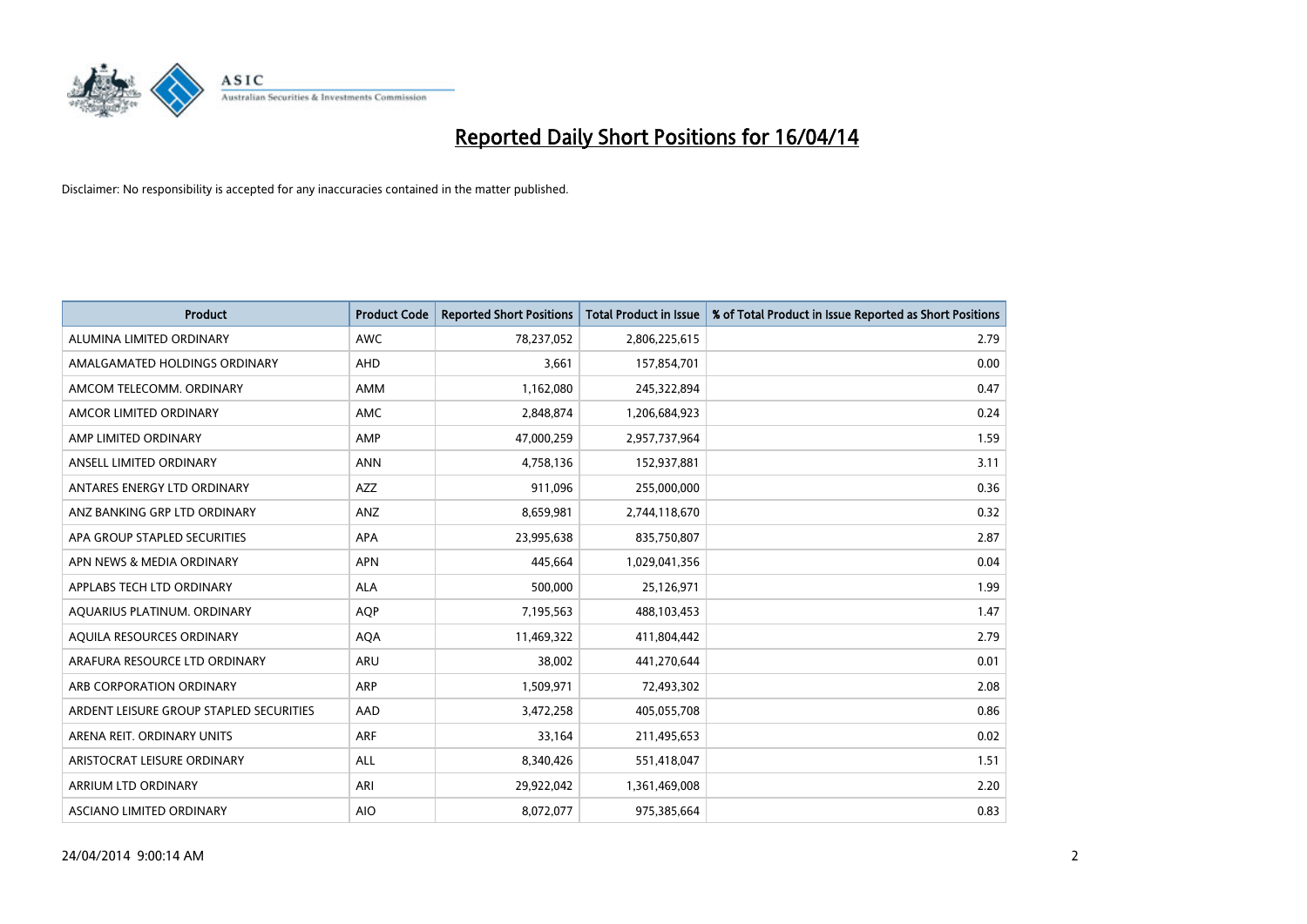# Reported Daily Short Positions for 16/04/14

Disclaimer: No responsibility is accepted for any inaccuracies contained in the matter published.

| Product | Product Code | Reported Short Positions | Total Product in Issue | % of Total Product in Issue Reported as Short Positions |
|---|---|---|---|---|
| ALUMINA LIMITED ORDINARY | AWC | 78,237,052 | 2,806,225,615 | 2.79 |
| AMALGAMATED HOLDINGS ORDINARY | AHD | 3,661 | 157,854,701 | 0.00 |
| AMCOM TELECOMM. ORDINARY | AMM | 1,162,080 | 245,322,894 | 0.47 |
| AMCOR LIMITED ORDINARY | AMC | 2,848,874 | 1,206,684,923 | 0.24 |
| AMP LIMITED ORDINARY | AMP | 47,000,259 | 2,957,737,964 | 1.59 |
| ANSELL LIMITED ORDINARY | ANN | 4,758,136 | 152,937,881 | 3.11 |
| ANTARES ENERGY LTD ORDINARY | AZZ | 911,096 | 255,000,000 | 0.36 |
| ANZ BANKING GRP LTD ORDINARY | ANZ | 8,659,981 | 2,744,118,670 | 0.32 |
| APA GROUP STAPLED SECURITIES | APA | 23,995,638 | 835,750,807 | 2.87 |
| APN NEWS & MEDIA ORDINARY | APN | 445,664 | 1,029,041,356 | 0.04 |
| APPLABS TECH LTD ORDINARY | ALA | 500,000 | 25,126,971 | 1.99 |
| AQUARIUS PLATINUM. ORDINARY | AQP | 7,195,563 | 488,103,453 | 1.47 |
| AQUILA RESOURCES ORDINARY | AQA | 11,469,322 | 411,804,442 | 2.79 |
| ARAFURA RESOURCE LTD ORDINARY | ARU | 38,002 | 441,270,644 | 0.01 |
| ARB CORPORATION ORDINARY | ARP | 1,509,971 | 72,493,302 | 2.08 |
| ARDENT LEISURE GROUP STAPLED SECURITIES | AAD | 3,472,258 | 405,055,708 | 0.86 |
| ARENA REIT. ORDINARY UNITS | ARF | 33,164 | 211,495,653 | 0.02 |
| ARISTOCRAT LEISURE ORDINARY | ALL | 8,340,426 | 551,418,047 | 1.51 |
| ARRIUM LTD ORDINARY | ARI | 29,922,042 | 1,361,469,008 | 2.20 |
| ASCIANO LIMITED ORDINARY | AIO | 8,072,077 | 975,385,664 | 0.83 |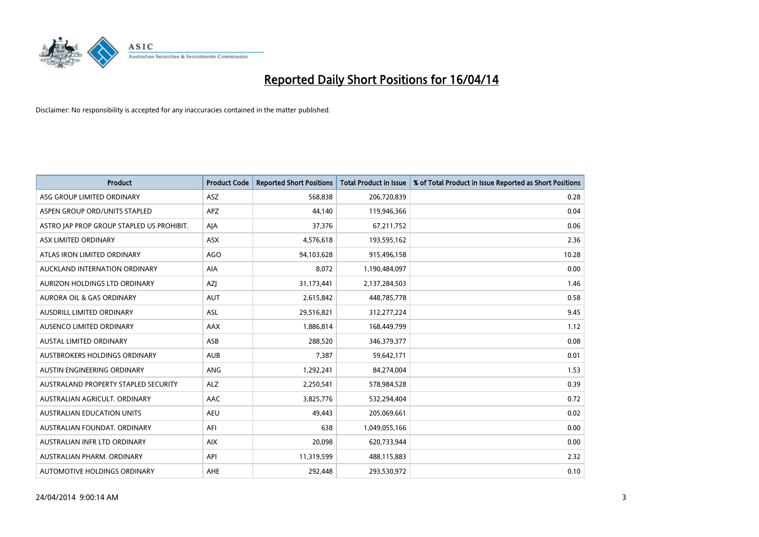# Reported Daily Short Positions for 16/04/14

Disclaimer: No responsibility is accepted for any inaccuracies contained in the matter published.

| Product | Product Code | Reported Short Positions | Total Product in Issue | % of Total Product in Issue Reported as Short Positions |
|---|---|---|---|---|
| ASG GROUP LIMITED ORDINARY | ASZ | 568,838 | 206,720,839 | 0.28 |
| ASPEN GROUP ORD/UNITS STAPLED | APZ | 44,140 | 119,946,366 | 0.04 |
| ASTRO JAP PROP GROUP STAPLED US PROHIBIT. | AJA | 37,376 | 67,211,752 | 0.06 |
| ASX LIMITED ORDINARY | ASX | 4,576,618 | 193,595,162 | 2.36 |
| ATLAS IRON LIMITED ORDINARY | AGO | 94,103,628 | 915,496,158 | 10.28 |
| AUCKLAND INTERNATION ORDINARY | AIA | 8,072 | 1,190,484,097 | 0.00 |
| AURIZON HOLDINGS LTD ORDINARY | AZJ | 31,173,441 | 2,137,284,503 | 1.46 |
| AURORA OIL & GAS ORDINARY | AUT | 2,615,842 | 448,785,778 | 0.58 |
| AUSDRILL LIMITED ORDINARY | ASL | 29,516,821 | 312,277,224 | 9.45 |
| AUSENCO LIMITED ORDINARY | AAX | 1,886,814 | 168,449,799 | 1.12 |
| AUSTAL LIMITED ORDINARY | ASB | 288,520 | 346,379,377 | 0.08 |
| AUSTBROKERS HOLDINGS ORDINARY | AUB | 7,387 | 59,642,171 | 0.01 |
| AUSTIN ENGINEERING ORDINARY | ANG | 1,292,241 | 84,274,004 | 1.53 |
| AUSTRALAND PROPERTY STAPLED SECURITY | ALZ | 2,250,541 | 578,984,528 | 0.39 |
| AUSTRALIAN AGRICULT. ORDINARY | AAC | 3,825,776 | 532,294,404 | 0.72 |
| AUSTRALIAN EDUCATION UNITS | AEU | 49,443 | 205,069,661 | 0.02 |
| AUSTRALIAN FOUNDAT. ORDINARY | AFI | 638 | 1,049,055,166 | 0.00 |
| AUSTRALIAN INFR LTD ORDINARY | AIX | 20,098 | 620,733,944 | 0.00 |
| AUSTRALIAN PHARM. ORDINARY | API | 11,319,599 | 488,115,883 | 2.32 |
| AUTOMOTIVE HOLDINGS ORDINARY | AHE | 292,448 | 293,530,972 | 0.10 |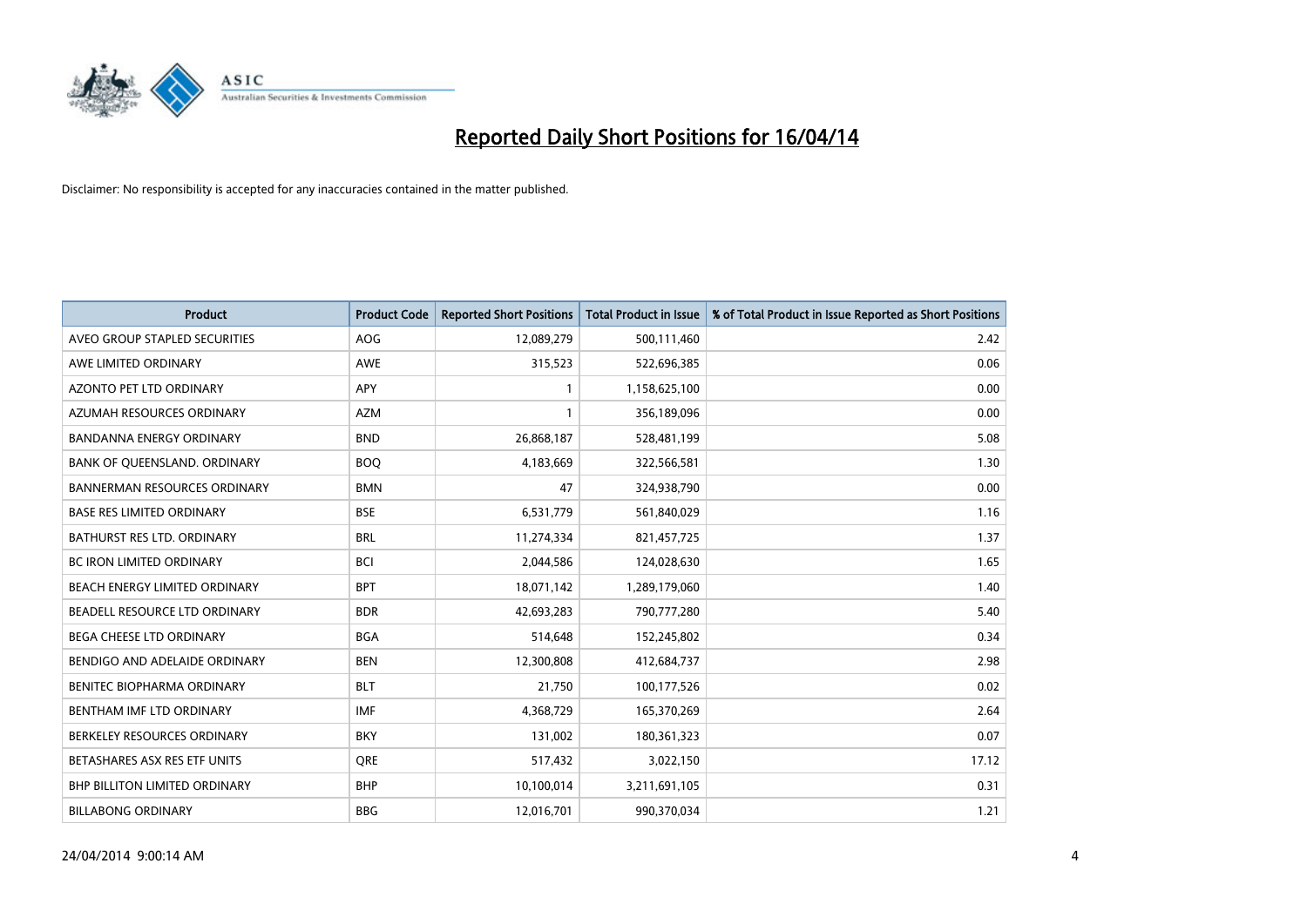# Reported Daily Short Positions for 16/04/14

Disclaimer: No responsibility is accepted for any inaccuracies contained in the matter published.

| Product | Product Code | Reported Short Positions | Total Product in Issue | % of Total Product in Issue Reported as Short Positions |
|---|---|---|---|---|
| AVEO GROUP STAPLED SECURITIES | AOG | 12,089,279 | 500,111,460 | 2.42 |
| AWE LIMITED ORDINARY | AWE | 315,523 | 522,696,385 | 0.06 |
| AZONTO PET LTD ORDINARY | APY | 1 | 1,158,625,100 | 0.00 |
| AZUMAH RESOURCES ORDINARY | AZM | 1 | 356,189,096 | 0.00 |
| BANDANNA ENERGY ORDINARY | BND | 26,868,187 | 528,481,199 | 5.08 |
| BANK OF QUEENSLAND. ORDINARY | BOQ | 4,183,669 | 322,566,581 | 1.30 |
| BANNERMAN RESOURCES ORDINARY | BMN | 47 | 324,938,790 | 0.00 |
| BASE RES LIMITED ORDINARY | BSE | 6,531,779 | 561,840,029 | 1.16 |
| BATHURST RES LTD. ORDINARY | BRL | 11,274,334 | 821,457,725 | 1.37 |
| BC IRON LIMITED ORDINARY | BCI | 2,044,586 | 124,028,630 | 1.65 |
| BEACH ENERGY LIMITED ORDINARY | BPT | 18,071,142 | 1,289,179,060 | 1.40 |
| BEADELL RESOURCE LTD ORDINARY | BDR | 42,693,283 | 790,777,280 | 5.40 |
| BEGA CHEESE LTD ORDINARY | BGA | 514,648 | 152,245,802 | 0.34 |
| BENDIGO AND ADELAIDE ORDINARY | BEN | 12,300,808 | 412,684,737 | 2.98 |
| BENITEC BIOPHARMA ORDINARY | BLT | 21,750 | 100,177,526 | 0.02 |
| BENTHAM IMF LTD ORDINARY | IMF | 4,368,729 | 165,370,269 | 2.64 |
| BERKELEY RESOURCES ORDINARY | BKY | 131,002 | 180,361,323 | 0.07 |
| BETASHARES ASX RES ETF UNITS | QRE | 517,432 | 3,022,150 | 17.12 |
| BHP BILLITON LIMITED ORDINARY | BHP | 10,100,014 | 3,211,691,105 | 0.31 |
| BILLABONG ORDINARY | BBG | 12,016,701 | 990,370,034 | 1.21 |

24/04/2014 9:00:14 AM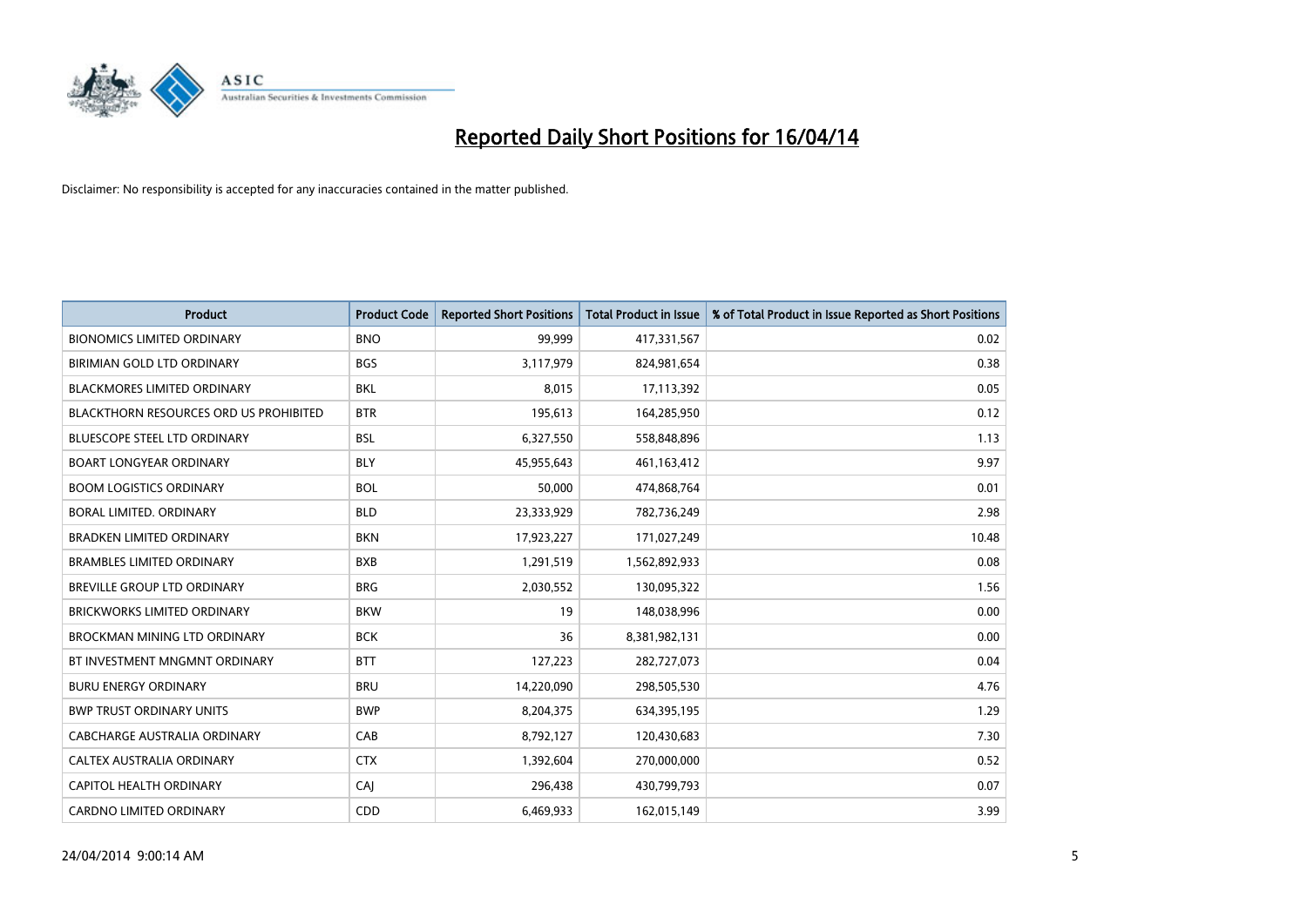# Reported Daily Short Positions for 16/04/14

Disclaimer: No responsibility is accepted for any inaccuracies contained in the matter published.

| Product | Product Code | Reported Short Positions | Total Product in Issue | % of Total Product in Issue Reported as Short Positions |
| --- | --- | --- | --- | --- |
| BIONOMICS LIMITED ORDINARY | BNO | 99,999 | 417,331,567 | 0.02 |
| BIRIMIAN GOLD LTD ORDINARY | BGS | 3,117,979 | 824,981,654 | 0.38 |
| BLACKMORES LIMITED ORDINARY | BKL | 8,015 | 17,113,392 | 0.05 |
| BLACKTHORN RESOURCES ORD US PROHIBITED | BTR | 195,613 | 164,285,950 | 0.12 |
| BLUESCOPE STEEL LTD ORDINARY | BSL | 6,327,550 | 558,848,896 | 1.13 |
| BOART LONGYEAR ORDINARY | BLY | 45,955,643 | 461,163,412 | 9.97 |
| BOOM LOGISTICS ORDINARY | BOL | 50,000 | 474,868,764 | 0.01 |
| BORAL LIMITED. ORDINARY | BLD | 23,333,929 | 782,736,249 | 2.98 |
| BRADKEN LIMITED ORDINARY | BKN | 17,923,227 | 171,027,249 | 10.48 |
| BRAMBLES LIMITED ORDINARY | BXB | 1,291,519 | 1,562,892,933 | 0.08 |
| BREVILLE GROUP LTD ORDINARY | BRG | 2,030,552 | 130,095,322 | 1.56 |
| BRICKWORKS LIMITED ORDINARY | BKW | 19 | 148,038,996 | 0.00 |
| BROCKMAN MINING LTD ORDINARY | BCK | 36 | 8,381,982,131 | 0.00 |
| BT INVESTMENT MNGMNT ORDINARY | BTT | 127,223 | 282,727,073 | 0.04 |
| BURU ENERGY ORDINARY | BRU | 14,220,090 | 298,505,530 | 4.76 |
| BWP TRUST ORDINARY UNITS | BWP | 8,204,375 | 634,395,195 | 1.29 |
| CABCHARGE AUSTRALIA ORDINARY | CAB | 8,792,127 | 120,430,683 | 7.30 |
| CALTEX AUSTRALIA ORDINARY | CTX | 1,392,604 | 270,000,000 | 0.52 |
| CAPITOL HEALTH ORDINARY | CAJ | 296,438 | 430,799,793 | 0.07 |
| CARDNO LIMITED ORDINARY | CDD | 6,469,933 | 162,015,149 | 3.99 |

24/04/2014 9:00:14 AM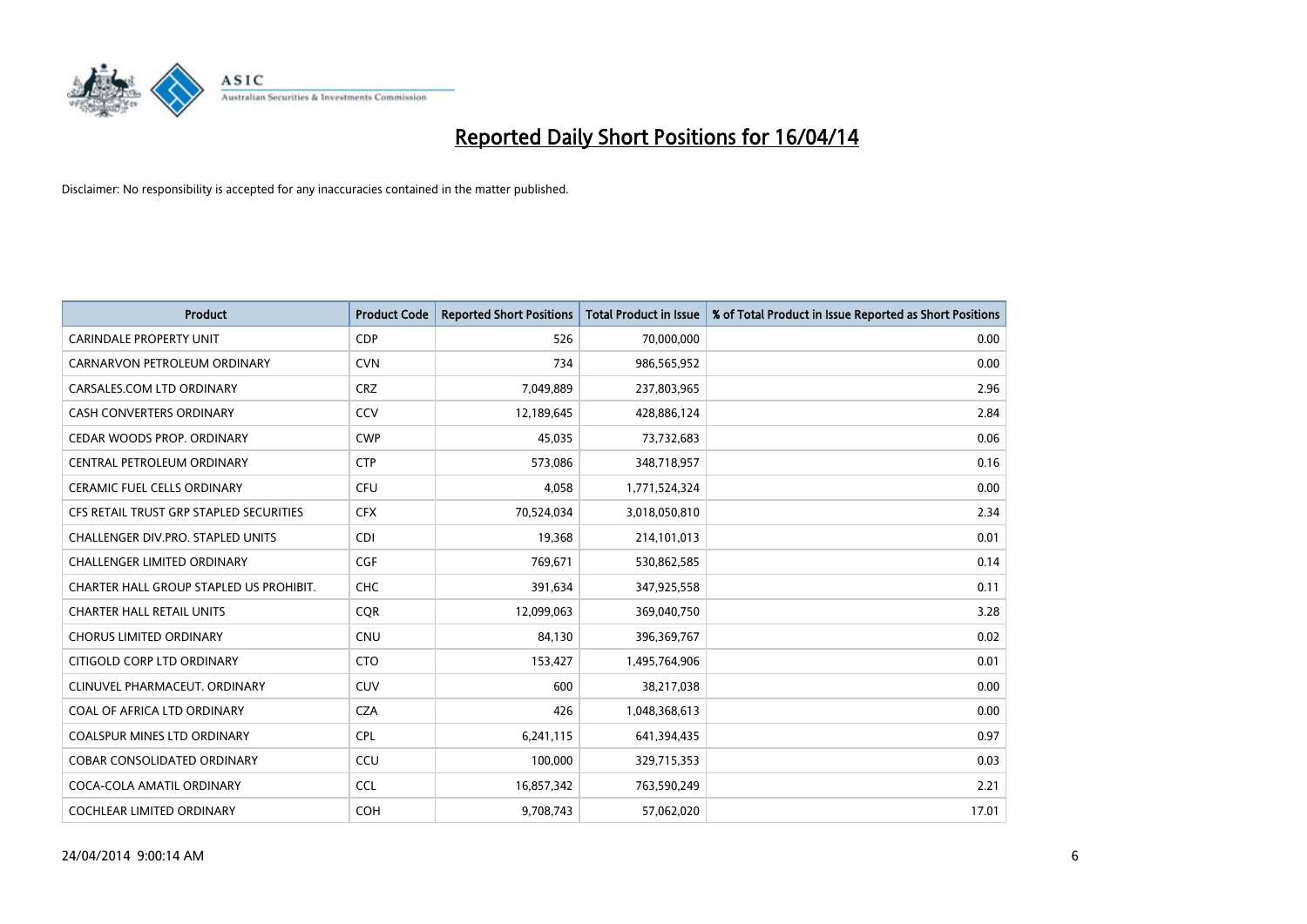# Reported Daily Short Positions for 16/04/14

Disclaimer: No responsibility is accepted for any inaccuracies contained in the matter published.

| Product | Product Code | Reported Short Positions | Total Product in Issue | % of Total Product in Issue Reported as Short Positions |
|---|---|---|---|---|
| CARINDALE PROPERTY UNIT | CDP | 526 | 70,000,000 | 0.00 |
| CARNARVON PETROLEUM ORDINARY | CVN | 734 | 986,565,952 | 0.00 |
| CARSALES.COM LTD ORDINARY | CRZ | 7,049,889 | 237,803,965 | 2.96 |
| CASH CONVERTERS ORDINARY | CCV | 12,189,645 | 428,886,124 | 2.84 |
| CEDAR WOODS PROP. ORDINARY | CWP | 45,035 | 73,732,683 | 0.06 |
| CENTRAL PETROLEUM ORDINARY | CTP | 573,086 | 348,718,957 | 0.16 |
| CERAMIC FUEL CELLS ORDINARY | CFU | 4,058 | 1,771,524,324 | 0.00 |
| CFS RETAIL TRUST GRP STAPLED SECURITIES | CFX | 70,524,034 | 3,018,050,810 | 2.34 |
| CHALLENGER DIV.PRO. STAPLED UNITS | CDI | 19,368 | 214,101,013 | 0.01 |
| CHALLENGER LIMITED ORDINARY | CGF | 769,671 | 530,862,585 | 0.14 |
| CHARTER HALL GROUP STAPLED US PROHIBIT. | CHC | 391,634 | 347,925,558 | 0.11 |
| CHARTER HALL RETAIL UNITS | CQR | 12,099,063 | 369,040,750 | 3.28 |
| CHORUS LIMITED ORDINARY | CNU | 84,130 | 396,369,767 | 0.02 |
| CITIGOLD CORP LTD ORDINARY | CTO | 153,427 | 1,495,764,906 | 0.01 |
| CLINUVEL PHARMACEUT. ORDINARY | CUV | 600 | 38,217,038 | 0.00 |
| COAL OF AFRICA LTD ORDINARY | CZA | 426 | 1,048,368,613 | 0.00 |
| COALSPUR MINES LTD ORDINARY | CPL | 6,241,115 | 641,394,435 | 0.97 |
| COBAR CONSOLIDATED ORDINARY | CCU | 100,000 | 329,715,353 | 0.03 |
| COCA-COLA AMATIL ORDINARY | CCL | 16,857,342 | 763,590,249 | 2.21 |
| COCHLEAR LIMITED ORDINARY | COH | 9,708,743 | 57,062,020 | 17.01 |

24/04/2014 9:00:14 AM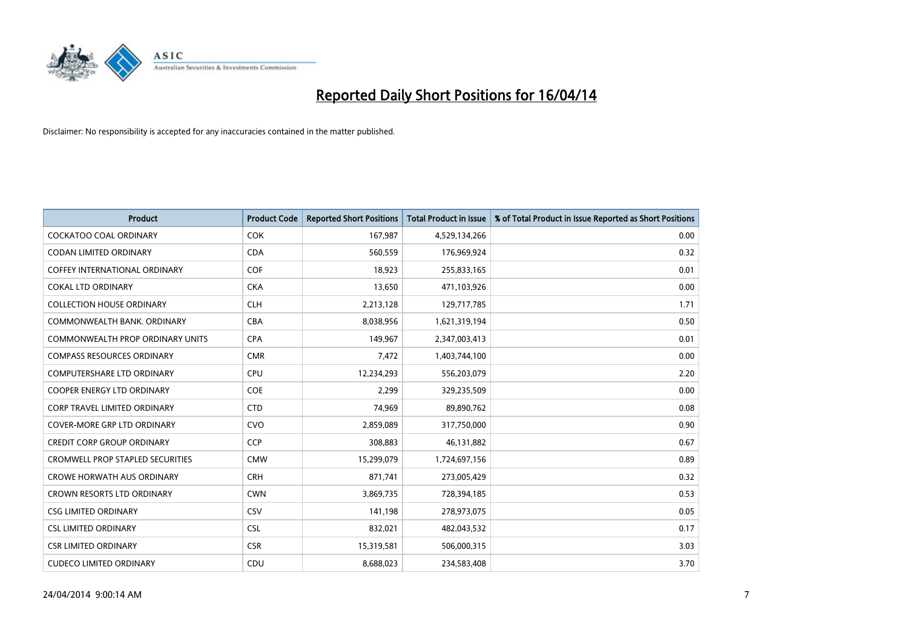# Reported Daily Short Positions for 16/04/14

Disclaimer: No responsibility is accepted for any inaccuracies contained in the matter published.

| Product | Product Code | Reported Short Positions | Total Product in Issue | % of Total Product in Issue Reported as Short Positions |
|---|---|---|---|---|
| COCKATOO COAL ORDINARY | COK | 167,987 | 4,529,134,266 | 0.00 |
| CODAN LIMITED ORDINARY | CDA | 560,559 | 176,969,924 | 0.32 |
| COFFEY INTERNATIONAL ORDINARY | COF | 18,923 | 255,833,165 | 0.01 |
| COKAL LTD ORDINARY | CKA | 13,650 | 471,103,926 | 0.00 |
| COLLECTION HOUSE ORDINARY | CLH | 2,213,128 | 129,717,785 | 1.71 |
| COMMONWEALTH BANK. ORDINARY | CBA | 8,038,956 | 1,621,319,194 | 0.50 |
| COMMONWEALTH PROP ORDINARY UNITS | CPA | 149,967 | 2,347,003,413 | 0.01 |
| COMPASS RESOURCES ORDINARY | CMR | 7,472 | 1,403,744,100 | 0.00 |
| COMPUTERSHARE LTD ORDINARY | CPU | 12,234,293 | 556,203,079 | 2.20 |
| COOPER ENERGY LTD ORDINARY | COE | 2,299 | 329,235,509 | 0.00 |
| CORP TRAVEL LIMITED ORDINARY | CTD | 74,969 | 89,890,762 | 0.08 |
| COVER-MORE GRP LTD ORDINARY | CVO | 2,859,089 | 317,750,000 | 0.90 |
| CREDIT CORP GROUP ORDINARY | CCP | 308,883 | 46,131,882 | 0.67 |
| CROMWELL PROP STAPLED SECURITIES | CMW | 15,299,079 | 1,724,697,156 | 0.89 |
| CROWE HORWATH AUS ORDINARY | CRH | 871,741 | 273,005,429 | 0.32 |
| CROWN RESORTS LTD ORDINARY | CWN | 3,869,735 | 728,394,185 | 0.53 |
| CSG LIMITED ORDINARY | CSV | 141,198 | 278,973,075 | 0.05 |
| CSL LIMITED ORDINARY | CSL | 832,021 | 482,043,532 | 0.17 |
| CSR LIMITED ORDINARY | CSR | 15,319,581 | 506,000,315 | 3.03 |
| CUDECO LIMITED ORDINARY | CDU | 8,688,023 | 234,583,408 | 3.70 |

24/04/2014 9:00:14 AM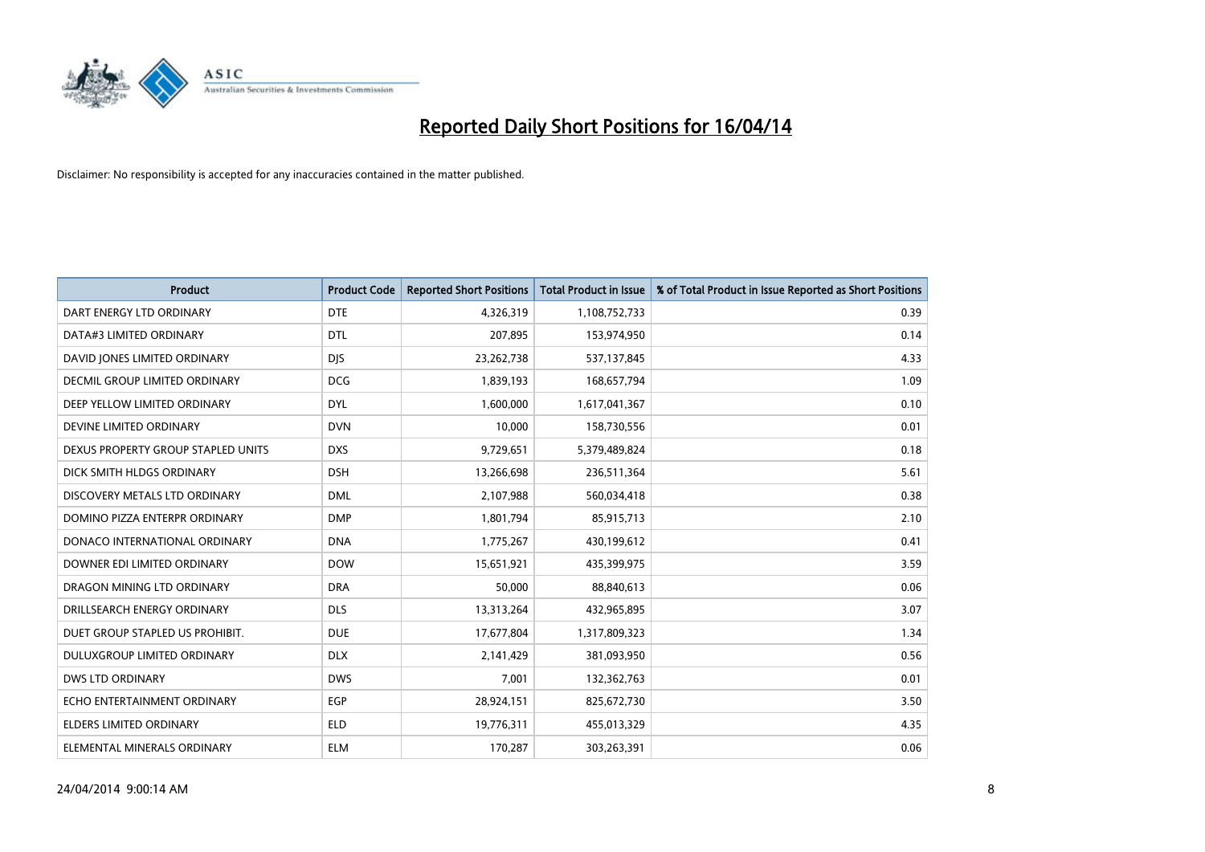# Reported Daily Short Positions for 16/04/14

Disclaimer: No responsibility is accepted for any inaccuracies contained in the matter published.

| Product | Product Code | Reported Short Positions | Total Product in Issue | % of Total Product in Issue Reported as Short Positions |
|---|---|---|---|---|
| DART ENERGY LTD ORDINARY | DTE | 4,326,319 | 1,108,752,733 | 0.39 |
| DATA#3 LIMITED ORDINARY | DTL | 207,895 | 153,974,950 | 0.14 |
| DAVID JONES LIMITED ORDINARY | DJS | 23,262,738 | 537,137,845 | 4.33 |
| DECMIL GROUP LIMITED ORDINARY | DCG | 1,839,193 | 168,657,794 | 1.09 |
| DEEP YELLOW LIMITED ORDINARY | DYL | 1,600,000 | 1,617,041,367 | 0.10 |
| DEVINE LIMITED ORDINARY | DVN | 10,000 | 158,730,556 | 0.01 |
| DEXUS PROPERTY GROUP STAPLED UNITS | DXS | 9,729,651 | 5,379,489,824 | 0.18 |
| DICK SMITH HLDGS ORDINARY | DSH | 13,266,698 | 236,511,364 | 5.61 |
| DISCOVERY METALS LTD ORDINARY | DML | 2,107,988 | 560,034,418 | 0.38 |
| DOMINO PIZZA ENTERPR ORDINARY | DMP | 1,801,794 | 85,915,713 | 2.10 |
| DONACO INTERNATIONAL ORDINARY | DNA | 1,775,267 | 430,199,612 | 0.41 |
| DOWNER EDI LIMITED ORDINARY | DOW | 15,651,921 | 435,399,975 | 3.59 |
| DRAGON MINING LTD ORDINARY | DRA | 50,000 | 88,840,613 | 0.06 |
| DRILLSEARCH ENERGY ORDINARY | DLS | 13,313,264 | 432,965,895 | 3.07 |
| DUET GROUP STAPLED US PROHIBIT. | DUE | 17,677,804 | 1,317,809,323 | 1.34 |
| DULUXGROUP LIMITED ORDINARY | DLX | 2,141,429 | 381,093,950 | 0.56 |
| DWS LTD ORDINARY | DWS | 7,001 | 132,362,763 | 0.01 |
| ECHO ENTERTAINMENT ORDINARY | EGP | 28,924,151 | 825,672,730 | 3.50 |
| ELDERS LIMITED ORDINARY | ELD | 19,776,311 | 455,013,329 | 4.35 |
| ELEMENTAL MINERALS ORDINARY | ELM | 170,287 | 303,263,391 | 0.06 |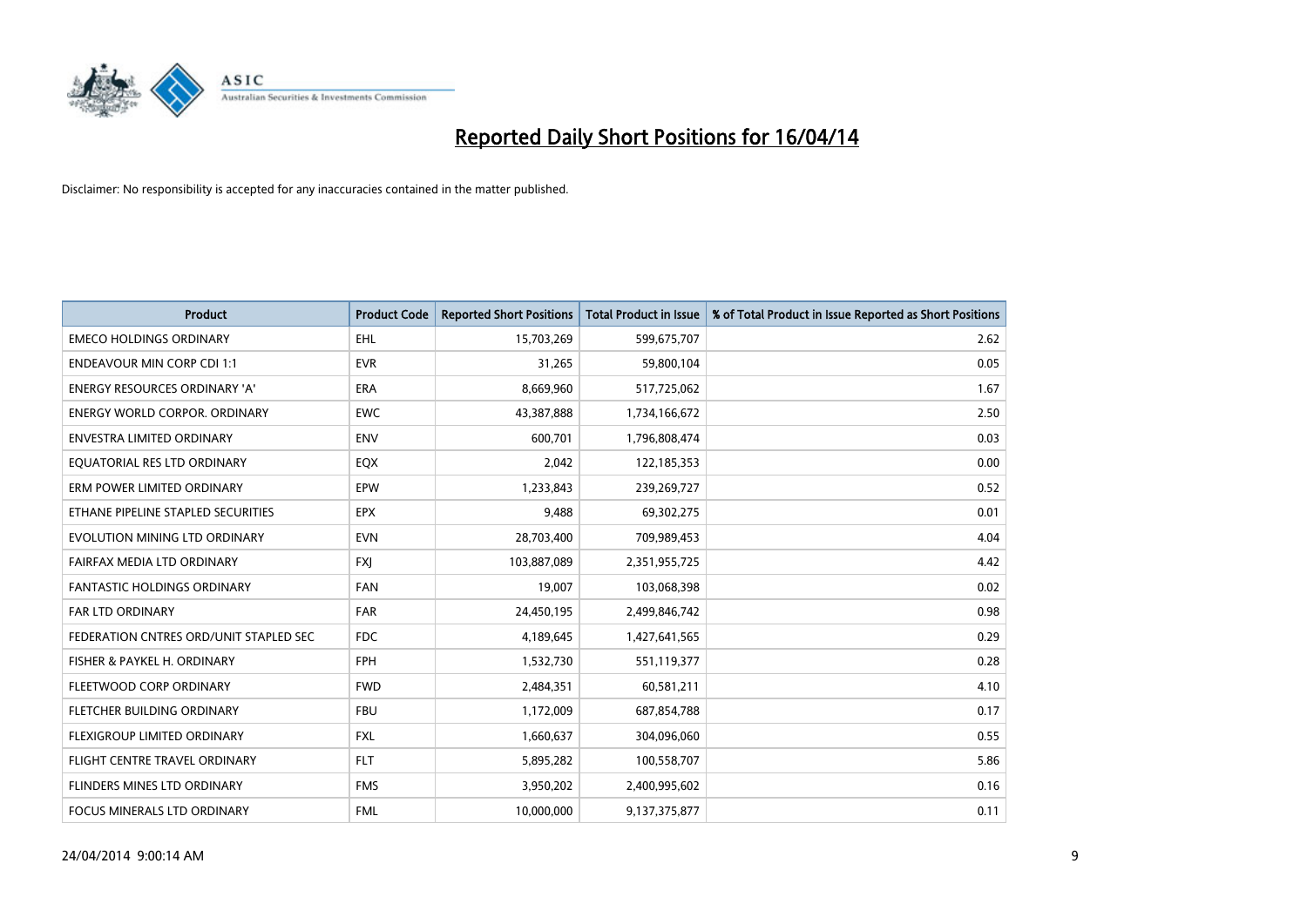# Reported Daily Short Positions for 16/04/14

Disclaimer: No responsibility is accepted for any inaccuracies contained in the matter published.

| Product | Product Code | Reported Short Positions | Total Product in Issue | % of Total Product in Issue Reported as Short Positions |
|---|---|---|---|---|
| EMECO HOLDINGS ORDINARY | EHL | 15,703,269 | 599,675,707 | 2.62 |
| ENDEAVOUR MIN CORP CDI 1:1 | EVR | 31,265 | 59,800,104 | 0.05 |
| ENERGY RESOURCES ORDINARY 'A' | ERA | 8,669,960 | 517,725,062 | 1.67 |
| ENERGY WORLD CORPOR. ORDINARY | EWC | 43,387,888 | 1,734,166,672 | 2.50 |
| ENVESTRA LIMITED ORDINARY | ENV | 600,701 | 1,796,808,474 | 0.03 |
| EQUATORIAL RES LTD ORDINARY | EQX | 2,042 | 122,185,353 | 0.00 |
| ERM POWER LIMITED ORDINARY | EPW | 1,233,843 | 239,269,727 | 0.52 |
| ETHANE PIPELINE STAPLED SECURITIES | EPX | 9,488 | 69,302,275 | 0.01 |
| EVOLUTION MINING LTD ORDINARY | EVN | 28,703,400 | 709,989,453 | 4.04 |
| FAIRFAX MEDIA LTD ORDINARY | FXJ | 103,887,089 | 2,351,955,725 | 4.42 |
| FANTASTIC HOLDINGS ORDINARY | FAN | 19,007 | 103,068,398 | 0.02 |
| FAR LTD ORDINARY | FAR | 24,450,195 | 2,499,846,742 | 0.98 |
| FEDERATION CNTRES ORD/UNIT STAPLED SEC | FDC | 4,189,645 | 1,427,641,565 | 0.29 |
| FISHER & PAYKEL H. ORDINARY | FPH | 1,532,730 | 551,119,377 | 0.28 |
| FLEETWOOD CORP ORDINARY | FWD | 2,484,351 | 60,581,211 | 4.10 |
| FLETCHER BUILDING ORDINARY | FBU | 1,172,009 | 687,854,788 | 0.17 |
| FLEXIGROUP LIMITED ORDINARY | FXL | 1,660,637 | 304,096,060 | 0.55 |
| FLIGHT CENTRE TRAVEL ORDINARY | FLT | 5,895,282 | 100,558,707 | 5.86 |
| FLINDERS MINES LTD ORDINARY | FMS | 3,950,202 | 2,400,995,602 | 0.16 |
| FOCUS MINERALS LTD ORDINARY | FML | 10,000,000 | 9,137,375,877 | 0.11 |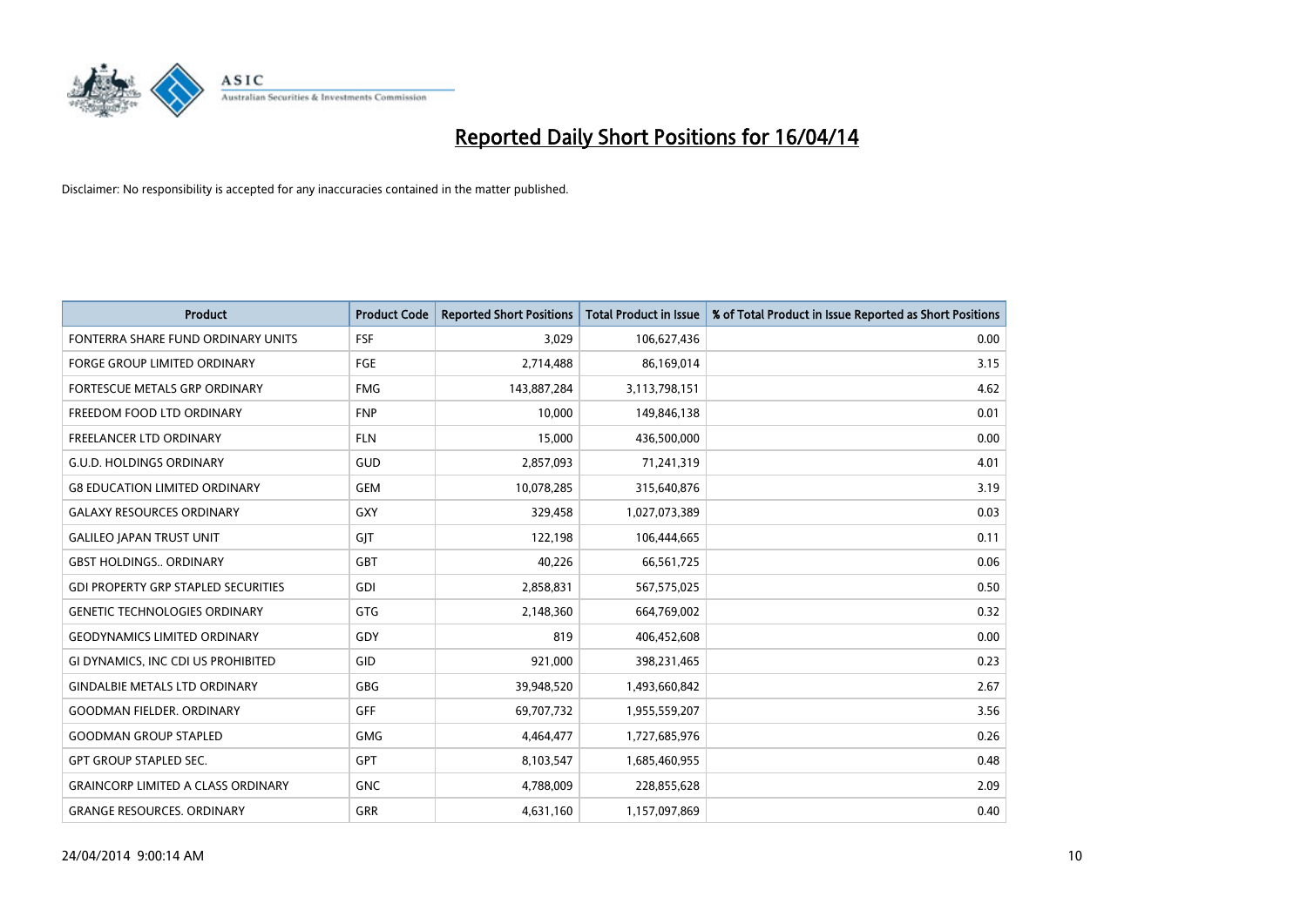# Reported Daily Short Positions for 16/04/14

Disclaimer: No responsibility is accepted for any inaccuracies contained in the matter published.

| Product | Product Code | Reported Short Positions | Total Product in Issue | % of Total Product in Issue Reported as Short Positions |
|---|---|---|---|---|
| FONTERRA SHARE FUND ORDINARY UNITS | FSF | 3,029 | 106,627,436 | 0.00 |
| FORGE GROUP LIMITED ORDINARY | FGE | 2,714,488 | 86,169,014 | 3.15 |
| FORTESCUE METALS GRP ORDINARY | FMG | 143,887,284 | 3,113,798,151 | 4.62 |
| FREEDOM FOOD LTD ORDINARY | FNP | 10,000 | 149,846,138 | 0.01 |
| FREELANCER LTD ORDINARY | FLN | 15,000 | 436,500,000 | 0.00 |
| G.U.D. HOLDINGS ORDINARY | GUD | 2,857,093 | 71,241,319 | 4.01 |
| G8 EDUCATION LIMITED ORDINARY | GEM | 10,078,285 | 315,640,876 | 3.19 |
| GALAXY RESOURCES ORDINARY | GXY | 329,458 | 1,027,073,389 | 0.03 |
| GALILEO JAPAN TRUST UNIT | GJT | 122,198 | 106,444,665 | 0.11 |
| GBST HOLDINGS.. ORDINARY | GBT | 40,226 | 66,561,725 | 0.06 |
| GDI PROPERTY GRP STAPLED SECURITIES | GDI | 2,858,831 | 567,575,025 | 0.50 |
| GENETIC TECHNOLOGIES ORDINARY | GTG | 2,148,360 | 664,769,002 | 0.32 |
| GEODYNAMICS LIMITED ORDINARY | GDY | 819 | 406,452,608 | 0.00 |
| GI DYNAMICS, INC CDI US PROHIBITED | GID | 921,000 | 398,231,465 | 0.23 |
| GINDALBIE METALS LTD ORDINARY | GBG | 39,948,520 | 1,493,660,842 | 2.67 |
| GOODMAN FIELDER. ORDINARY | GFF | 69,707,732 | 1,955,559,207 | 3.56 |
| GOODMAN GROUP STAPLED | GMG | 4,464,477 | 1,727,685,976 | 0.26 |
| GPT GROUP STAPLED SEC. | GPT | 8,103,547 | 1,685,460,955 | 0.48 |
| GRAINCORP LIMITED A CLASS ORDINARY | GNC | 4,788,009 | 228,855,628 | 2.09 |
| GRANGE RESOURCES. ORDINARY | GRR | 4,631,160 | 1,157,097,869 | 0.40 |

24/04/2014 9:00:14 AM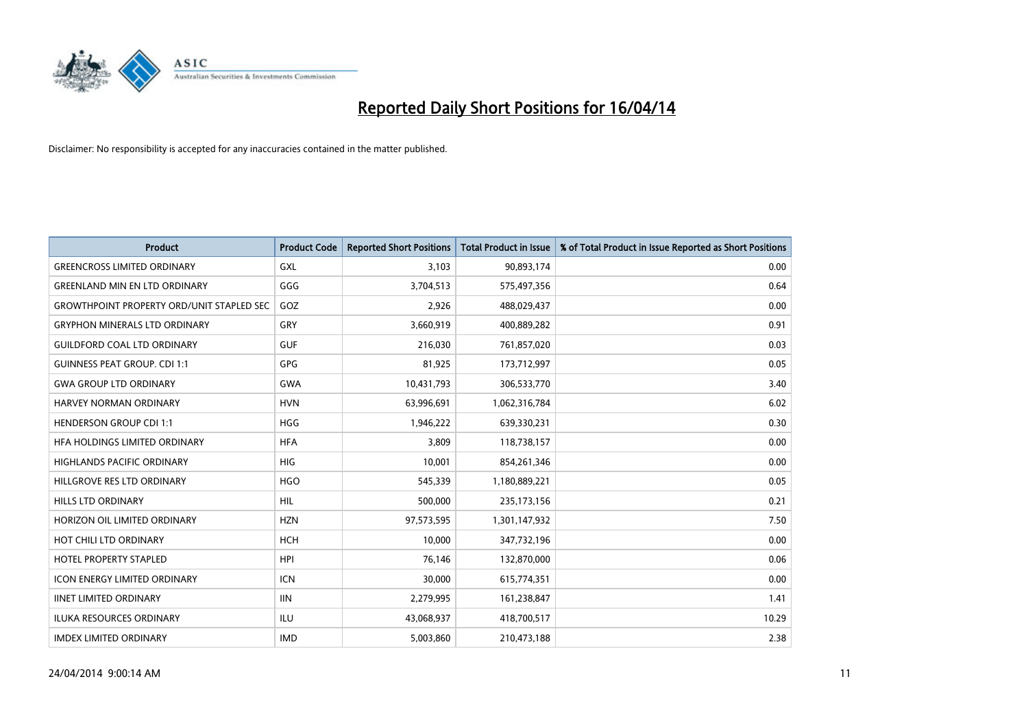# Reported Daily Short Positions for 16/04/14

Disclaimer: No responsibility is accepted for any inaccuracies contained in the matter published.

| Product | Product Code | Reported Short Positions | Total Product in Issue | % of Total Product in Issue Reported as Short Positions |
|---|---|---|---|---|
| GREENCROSS LIMITED ORDINARY | GXL | 3,103 | 90,893,174 | 0.00 |
| GREENLAND MIN EN LTD ORDINARY | GGG | 3,704,513 | 575,497,356 | 0.64 |
| GROWTHPOINT PROPERTY ORD/UNIT STAPLED SEC | GOZ | 2,926 | 488,029,437 | 0.00 |
| GRYPHON MINERALS LTD ORDINARY | GRY | 3,660,919 | 400,889,282 | 0.91 |
| GUILDFORD COAL LTD ORDINARY | GUF | 216,030 | 761,857,020 | 0.03 |
| GUINNESS PEAT GROUP. CDI 1:1 | GPG | 81,925 | 173,712,997 | 0.05 |
| GWA GROUP LTD ORDINARY | GWA | 10,431,793 | 306,533,770 | 3.40 |
| HARVEY NORMAN ORDINARY | HVN | 63,996,691 | 1,062,316,784 | 6.02 |
| HENDERSON GROUP CDI 1:1 | HGG | 1,946,222 | 639,330,231 | 0.30 |
| HFA HOLDINGS LIMITED ORDINARY | HFA | 3,809 | 118,738,157 | 0.00 |
| HIGHLANDS PACIFIC ORDINARY | HIG | 10,001 | 854,261,346 | 0.00 |
| HILLGROVE RES LTD ORDINARY | HGO | 545,339 | 1,180,889,221 | 0.05 |
| HILLS LTD ORDINARY | HIL | 500,000 | 235,173,156 | 0.21 |
| HORIZON OIL LIMITED ORDINARY | HZN | 97,573,595 | 1,301,147,932 | 7.50 |
| HOT CHILI LTD ORDINARY | HCH | 10,000 | 347,732,196 | 0.00 |
| HOTEL PROPERTY STAPLED | HPI | 76,146 | 132,870,000 | 0.06 |
| ICON ENERGY LIMITED ORDINARY | ICN | 30,000 | 615,774,351 | 0.00 |
| IINET LIMITED ORDINARY | IIN | 2,279,995 | 161,238,847 | 1.41 |
| ILUKA RESOURCES ORDINARY | ILU | 43,068,937 | 418,700,517 | 10.29 |
| IMDEX LIMITED ORDINARY | IMD | 5,003,860 | 210,473,188 | 2.38 |

24/04/2014 9:00:14 AM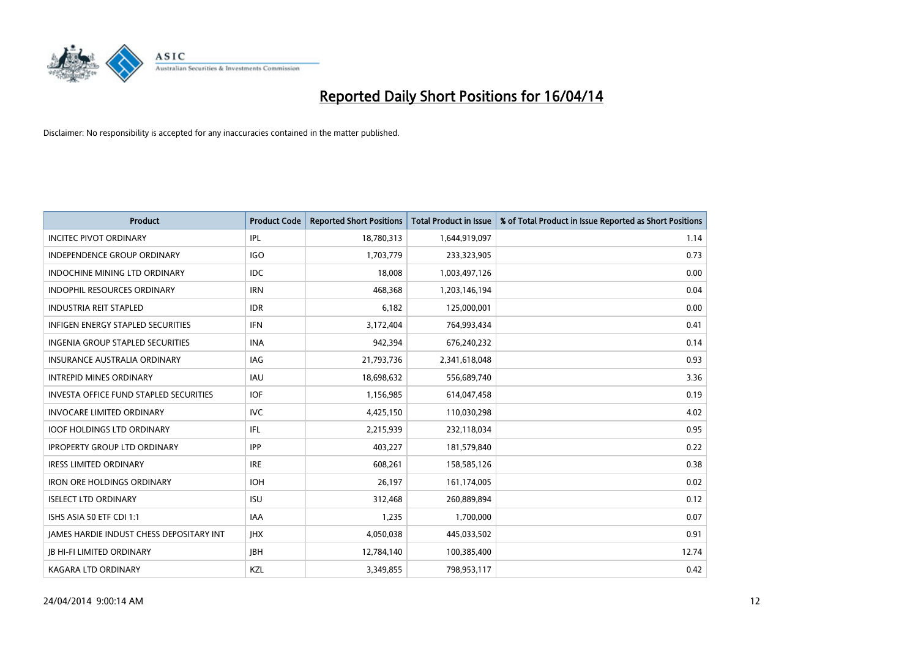# Reported Daily Short Positions for 16/04/14

Disclaimer: No responsibility is accepted for any inaccuracies contained in the matter published.

| Product | Product Code | Reported Short Positions | Total Product in Issue | % of Total Product in Issue Reported as Short Positions |
|---|---|---|---|---|
| INCITEC PIVOT ORDINARY | IPL | 18,780,313 | 1,644,919,097 | 1.14 |
| INDEPENDENCE GROUP ORDINARY | IGO | 1,703,779 | 233,323,905 | 0.73 |
| INDOCHINE MINING LTD ORDINARY | IDC | 18,008 | 1,003,497,126 | 0.00 |
| INDOPHIL RESOURCES ORDINARY | IRN | 468,368 | 1,203,146,194 | 0.04 |
| INDUSTRIA REIT STAPLED | IDR | 6,182 | 125,000,001 | 0.00 |
| INFIGEN ENERGY STAPLED SECURITIES | IFN | 3,172,404 | 764,993,434 | 0.41 |
| INGENIA GROUP STAPLED SECURITIES | INA | 942,394 | 676,240,232 | 0.14 |
| INSURANCE AUSTRALIA ORDINARY | IAG | 21,793,736 | 2,341,618,048 | 0.93 |
| INTREPID MINES ORDINARY | IAU | 18,698,632 | 556,689,740 | 3.36 |
| INVESTA OFFICE FUND STAPLED SECURITIES | IOF | 1,156,985 | 614,047,458 | 0.19 |
| INVOCARE LIMITED ORDINARY | IVC | 4,425,150 | 110,030,298 | 4.02 |
| IOOF HOLDINGS LTD ORDINARY | IFL | 2,215,939 | 232,118,034 | 0.95 |
| IPROPERTY GROUP LTD ORDINARY | IPP | 403,227 | 181,579,840 | 0.22 |
| IRESS LIMITED ORDINARY | IRE | 608,261 | 158,585,126 | 0.38 |
| IRON ORE HOLDINGS ORDINARY | IOH | 26,197 | 161,174,005 | 0.02 |
| ISELECT LTD ORDINARY | ISU | 312,468 | 260,889,894 | 0.12 |
| ISHS ASIA 50 ETF CDI 1:1 | IAA | 1,235 | 1,700,000 | 0.07 |
| JAMES HARDIE INDUST CHESS DEPOSITARY INT | JHX | 4,050,038 | 445,033,502 | 0.91 |
| JB HI-FI LIMITED ORDINARY | JBH | 12,784,140 | 100,385,400 | 12.74 |
| KAGARA LTD ORDINARY | KZL | 3,349,855 | 798,953,117 | 0.42 |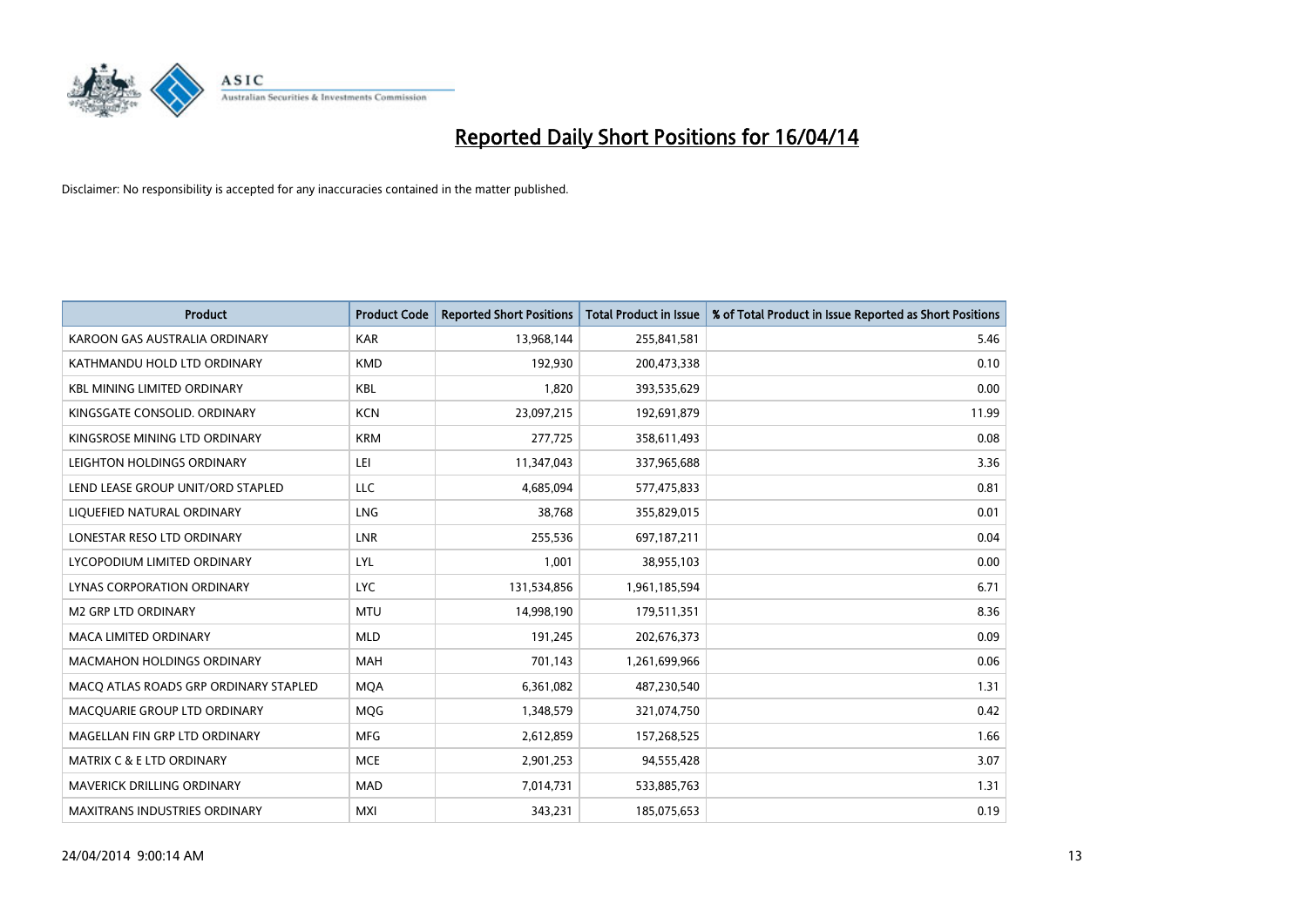# Reported Daily Short Positions for 16/04/14

Disclaimer: No responsibility is accepted for any inaccuracies contained in the matter published.

| Product | Product Code | Reported Short Positions | Total Product in Issue | % of Total Product in Issue Reported as Short Positions |
|---|---|---|---|---|
| KAROON GAS AUSTRALIA ORDINARY | KAR | 13,968,144 | 255,841,581 | 5.46 |
| KATHMANDU HOLD LTD ORDINARY | KMD | 192,930 | 200,473,338 | 0.10 |
| KBL MINING LIMITED ORDINARY | KBL | 1,820 | 393,535,629 | 0.00 |
| KINGSGATE CONSOLID. ORDINARY | KCN | 23,097,215 | 192,691,879 | 11.99 |
| KINGSROSE MINING LTD ORDINARY | KRM | 277,725 | 358,611,493 | 0.08 |
| LEIGHTON HOLDINGS ORDINARY | LEI | 11,347,043 | 337,965,688 | 3.36 |
| LEND LEASE GROUP UNIT/ORD STAPLED | LLC | 4,685,094 | 577,475,833 | 0.81 |
| LIQUEFIED NATURAL ORDINARY | LNG | 38,768 | 355,829,015 | 0.01 |
| LONESTAR RESO LTD ORDINARY | LNR | 255,536 | 697,187,211 | 0.04 |
| LYCOPODIUM LIMITED ORDINARY | LYL | 1,001 | 38,955,103 | 0.00 |
| LYNAS CORPORATION ORDINARY | LYC | 131,534,856 | 1,961,185,594 | 6.71 |
| M2 GRP LTD ORDINARY | MTU | 14,998,190 | 179,511,351 | 8.36 |
| MACA LIMITED ORDINARY | MLD | 191,245 | 202,676,373 | 0.09 |
| MACMAHON HOLDINGS ORDINARY | MAH | 701,143 | 1,261,699,966 | 0.06 |
| MACQ ATLAS ROADS GRP ORDINARY STAPLED | MQA | 6,361,082 | 487,230,540 | 1.31 |
| MACQUARIE GROUP LTD ORDINARY | MQG | 1,348,579 | 321,074,750 | 0.42 |
| MAGELLAN FIN GRP LTD ORDINARY | MFG | 2,612,859 | 157,268,525 | 1.66 |
| MATRIX C & E LTD ORDINARY | MCE | 2,901,253 | 94,555,428 | 3.07 |
| MAVERICK DRILLING ORDINARY | MAD | 7,014,731 | 533,885,763 | 1.31 |
| MAXITRANS INDUSTRIES ORDINARY | MXI | 343,231 | 185,075,653 | 0.19 |

24/04/2014 9:00:14 AM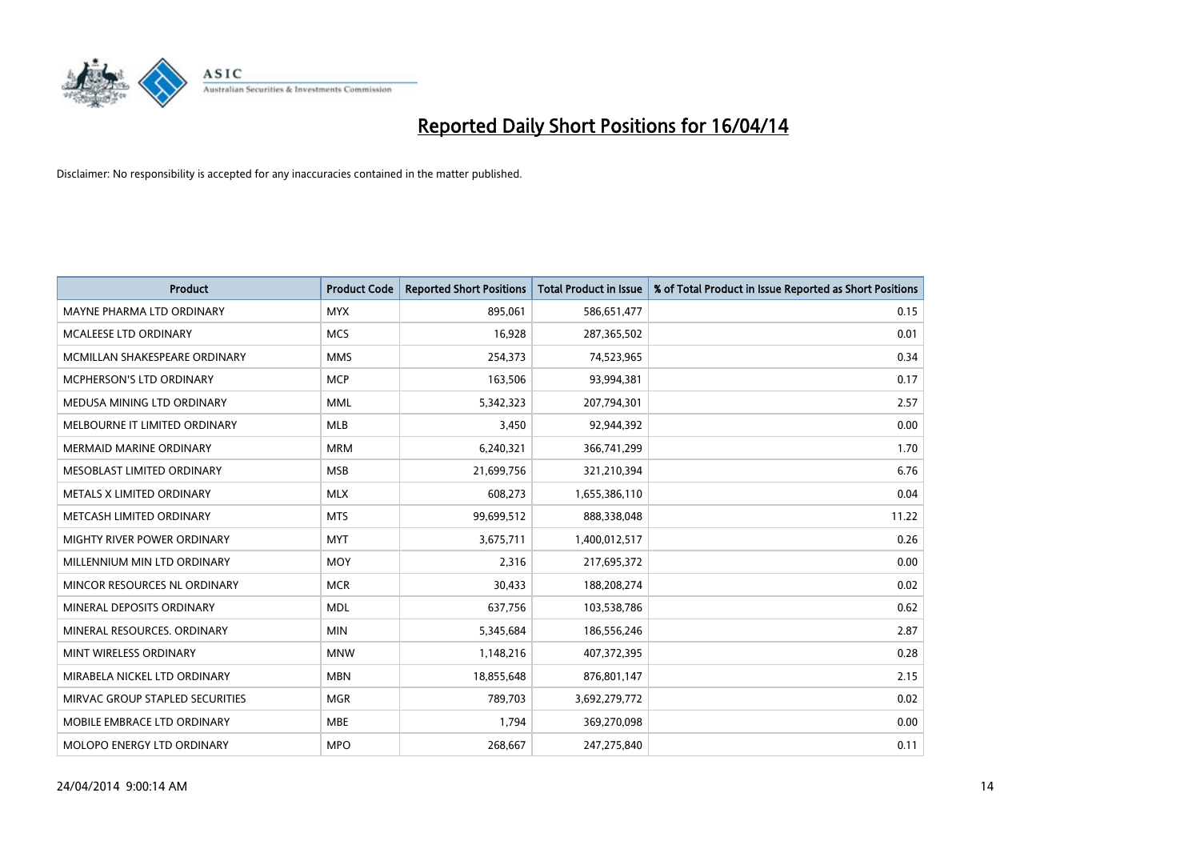# Reported Daily Short Positions for 16/04/14

Disclaimer: No responsibility is accepted for any inaccuracies contained in the matter published.

| Product | Product Code | Reported Short Positions | Total Product in Issue | % of Total Product in Issue Reported as Short Positions |
|---|---|---|---|---|
| MAYNE PHARMA LTD ORDINARY | MYX | 895,061 | 586,651,477 | 0.15 |
| MCALEESE LTD ORDINARY | MCS | 16,928 | 287,365,502 | 0.01 |
| MCMILLAN SHAKESPEARE ORDINARY | MMS | 254,373 | 74,523,965 | 0.34 |
| MCPHERSON'S LTD ORDINARY | MCP | 163,506 | 93,994,381 | 0.17 |
| MEDUSA MINING LTD ORDINARY | MML | 5,342,323 | 207,794,301 | 2.57 |
| MELBOURNE IT LIMITED ORDINARY | MLB | 3,450 | 92,944,392 | 0.00 |
| MERMAID MARINE ORDINARY | MRM | 6,240,321 | 366,741,299 | 1.70 |
| MESOBLAST LIMITED ORDINARY | MSB | 21,699,756 | 321,210,394 | 6.76 |
| METALS X LIMITED ORDINARY | MLX | 608,273 | 1,655,386,110 | 0.04 |
| METCASH LIMITED ORDINARY | MTS | 99,699,512 | 888,338,048 | 11.22 |
| MIGHTY RIVER POWER ORDINARY | MYT | 3,675,711 | 1,400,012,517 | 0.26 |
| MILLENNIUM MIN LTD ORDINARY | MOY | 2,316 | 217,695,372 | 0.00 |
| MINCOR RESOURCES NL ORDINARY | MCR | 30,433 | 188,208,274 | 0.02 |
| MINERAL DEPOSITS ORDINARY | MDL | 637,756 | 103,538,786 | 0.62 |
| MINERAL RESOURCES. ORDINARY | MIN | 5,345,684 | 186,556,246 | 2.87 |
| MINT WIRELESS ORDINARY | MNW | 1,148,216 | 407,372,395 | 0.28 |
| MIRABELA NICKEL LTD ORDINARY | MBN | 18,855,648 | 876,801,147 | 2.15 |
| MIRVAC GROUP STAPLED SECURITIES | MGR | 789,703 | 3,692,279,772 | 0.02 |
| MOBILE EMBRACE LTD ORDINARY | MBE | 1,794 | 369,270,098 | 0.00 |
| MOLOPO ENERGY LTD ORDINARY | MPO | 268,667 | 247,275,840 | 0.11 |

24/04/2014 9:00:14 AM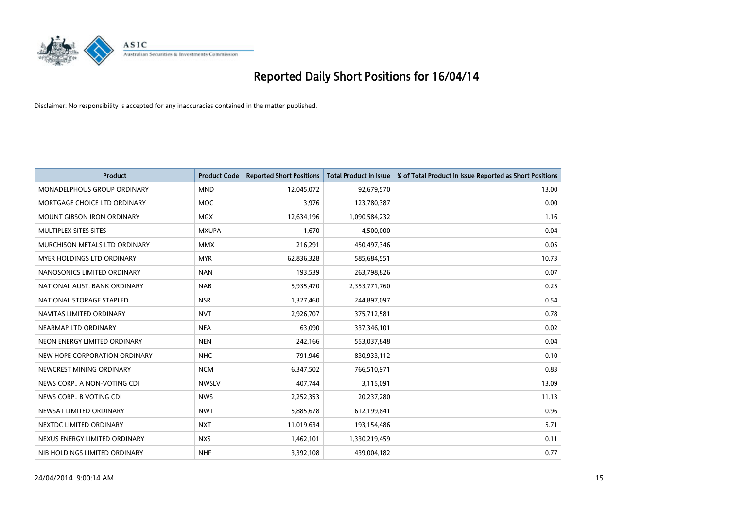# Reported Daily Short Positions for 16/04/14

Disclaimer: No responsibility is accepted for any inaccuracies contained in the matter published.

| Product | Product Code | Reported Short Positions | Total Product in Issue | % of Total Product in Issue Reported as Short Positions |
|---|---|---|---|---|
| MONADELPHOUS GROUP ORDINARY | MND | 12,045,072 | 92,679,570 | 13.00 |
| MORTGAGE CHOICE LTD ORDINARY | MOC | 3,976 | 123,780,387 | 0.00 |
| MOUNT GIBSON IRON ORDINARY | MGX | 12,634,196 | 1,090,584,232 | 1.16 |
| MULTIPLEX SITES SITES | MXUPA | 1,670 | 4,500,000 | 0.04 |
| MURCHISON METALS LTD ORDINARY | MMX | 216,291 | 450,497,346 | 0.05 |
| MYER HOLDINGS LTD ORDINARY | MYR | 62,836,328 | 585,684,551 | 10.73 |
| NANOSONICS LIMITED ORDINARY | NAN | 193,539 | 263,798,826 | 0.07 |
| NATIONAL AUST. BANK ORDINARY | NAB | 5,935,470 | 2,353,771,760 | 0.25 |
| NATIONAL STORAGE STAPLED | NSR | 1,327,460 | 244,897,097 | 0.54 |
| NAVITAS LIMITED ORDINARY | NVT | 2,926,707 | 375,712,581 | 0.78 |
| NEARMAP LTD ORDINARY | NEA | 63,090 | 337,346,101 | 0.02 |
| NEON ENERGY LIMITED ORDINARY | NEN | 242,166 | 553,037,848 | 0.04 |
| NEW HOPE CORPORATION ORDINARY | NHC | 791,946 | 830,933,112 | 0.10 |
| NEWCREST MINING ORDINARY | NCM | 6,347,502 | 766,510,971 | 0.83 |
| NEWS CORP.. A NON-VOTING CDI | NWSLV | 407,744 | 3,115,091 | 13.09 |
| NEWS CORP.. B VOTING CDI | NWS | 2,252,353 | 20,237,280 | 11.13 |
| NEWSAT LIMITED ORDINARY | NWT | 5,885,678 | 612,199,841 | 0.96 |
| NEXTDC LIMITED ORDINARY | NXT | 11,019,634 | 193,154,486 | 5.71 |
| NEXUS ENERGY LIMITED ORDINARY | NXS | 1,462,101 | 1,330,219,459 | 0.11 |
| NIB HOLDINGS LIMITED ORDINARY | NHF | 3,392,108 | 439,004,182 | 0.77 |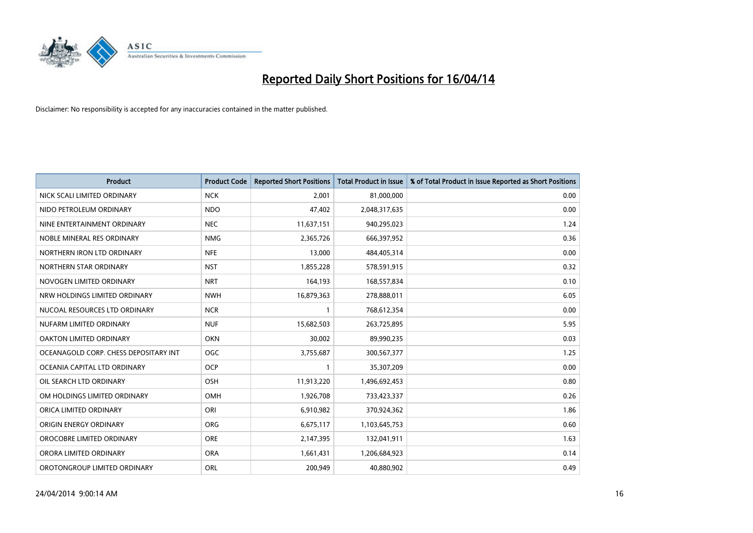# Reported Daily Short Positions for 16/04/14

Disclaimer: No responsibility is accepted for any inaccuracies contained in the matter published.

| Product | Product Code | Reported Short Positions | Total Product in Issue | % of Total Product in Issue Reported as Short Positions |
|---|---|---|---|---|
| NICK SCALI LIMITED ORDINARY | NCK | 2,001 | 81,000,000 | 0.00 |
| NIDO PETROLEUM ORDINARY | NDO | 47,402 | 2,048,317,635 | 0.00 |
| NINE ENTERTAINMENT ORDINARY | NEC | 11,637,151 | 940,295,023 | 1.24 |
| NOBLE MINERAL RES ORDINARY | NMG | 2,365,726 | 666,397,952 | 0.36 |
| NORTHERN IRON LTD ORDINARY | NFE | 13,000 | 484,405,314 | 0.00 |
| NORTHERN STAR ORDINARY | NST | 1,855,228 | 578,591,915 | 0.32 |
| NOVOGEN LIMITED ORDINARY | NRT | 164,193 | 168,557,834 | 0.10 |
| NRW HOLDINGS LIMITED ORDINARY | NWH | 16,879,363 | 278,888,011 | 6.05 |
| NUCOAL RESOURCES LTD ORDINARY | NCR | 1 | 768,612,354 | 0.00 |
| NUFARM LIMITED ORDINARY | NUF | 15,682,503 | 263,725,895 | 5.95 |
| OAKTON LIMITED ORDINARY | OKN | 30,002 | 89,990,235 | 0.03 |
| OCEANAGOLD CORP. CHESS DEPOSITARY INT | OGC | 3,755,687 | 300,567,377 | 1.25 |
| OCEANIA CAPITAL LTD ORDINARY | OCP | 1 | 35,307,209 | 0.00 |
| OIL SEARCH LTD ORDINARY | OSH | 11,913,220 | 1,496,692,453 | 0.80 |
| OM HOLDINGS LIMITED ORDINARY | OMH | 1,926,708 | 733,423,337 | 0.26 |
| ORICA LIMITED ORDINARY | ORI | 6,910,982 | 370,924,362 | 1.86 |
| ORIGIN ENERGY ORDINARY | ORG | 6,675,117 | 1,103,645,753 | 0.60 |
| OROCOBRE LIMITED ORDINARY | ORE | 2,147,395 | 132,041,911 | 1.63 |
| ORORA LIMITED ORDINARY | ORA | 1,661,431 | 1,206,684,923 | 0.14 |
| OROTONGROUP LIMITED ORDINARY | ORL | 200,949 | 40,880,902 | 0.49 |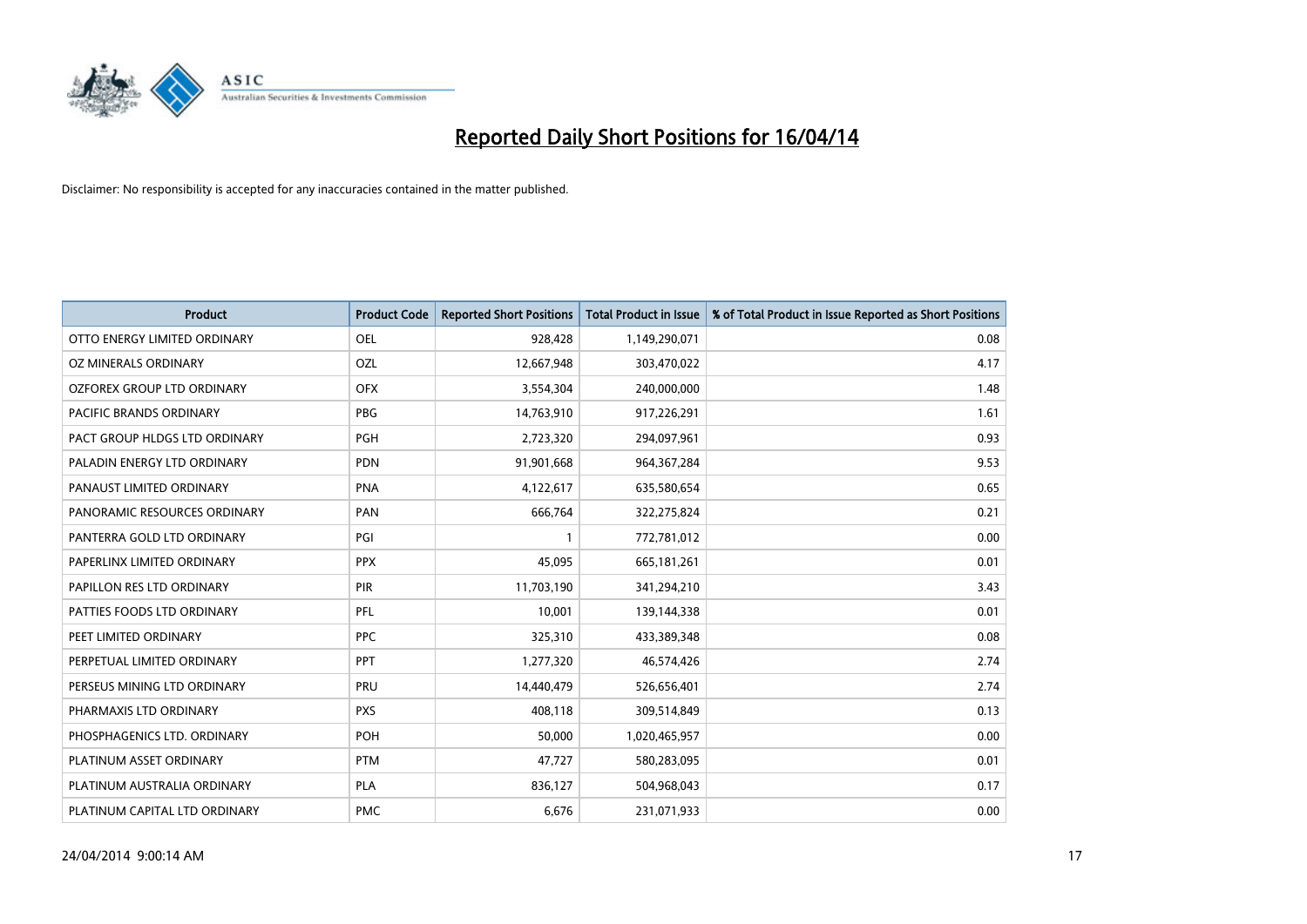# Reported Daily Short Positions for 16/04/14

Disclaimer: No responsibility is accepted for any inaccuracies contained in the matter published.

| Product | Product Code | Reported Short Positions | Total Product in Issue | % of Total Product in Issue Reported as Short Positions |
|---|---|---|---|---|
| OTTO ENERGY LIMITED ORDINARY | OEL | 928,428 | 1,149,290,071 | 0.08 |
| OZ MINERALS ORDINARY | OZL | 12,667,948 | 303,470,022 | 4.17 |
| OZFOREX GROUP LTD ORDINARY | OFX | 3,554,304 | 240,000,000 | 1.48 |
| PACIFIC BRANDS ORDINARY | PBG | 14,763,910 | 917,226,291 | 1.61 |
| PACT GROUP HLDGS LTD ORDINARY | PGH | 2,723,320 | 294,097,961 | 0.93 |
| PALADIN ENERGY LTD ORDINARY | PDN | 91,901,668 | 964,367,284 | 9.53 |
| PANAUST LIMITED ORDINARY | PNA | 4,122,617 | 635,580,654 | 0.65 |
| PANORAMIC RESOURCES ORDINARY | PAN | 666,764 | 322,275,824 | 0.21 |
| PANTERRA GOLD LTD ORDINARY | PGI | 1 | 772,781,012 | 0.00 |
| PAPERLINX LIMITED ORDINARY | PPX | 45,095 | 665,181,261 | 0.01 |
| PAPILLON RES LTD ORDINARY | PIR | 11,703,190 | 341,294,210 | 3.43 |
| PATTIES FOODS LTD ORDINARY | PFL | 10,001 | 139,144,338 | 0.01 |
| PEET LIMITED ORDINARY | PPC | 325,310 | 433,389,348 | 0.08 |
| PERPETUAL LIMITED ORDINARY | PPT | 1,277,320 | 46,574,426 | 2.74 |
| PERSEUS MINING LTD ORDINARY | PRU | 14,440,479 | 526,656,401 | 2.74 |
| PHARMAXIS LTD ORDINARY | PXS | 408,118 | 309,514,849 | 0.13 |
| PHOSPHAGENICS LTD. ORDINARY | POH | 50,000 | 1,020,465,957 | 0.00 |
| PLATINUM ASSET ORDINARY | PTM | 47,727 | 580,283,095 | 0.01 |
| PLATINUM AUSTRALIA ORDINARY | PLA | 836,127 | 504,968,043 | 0.17 |
| PLATINUM CAPITAL LTD ORDINARY | PMC | 6,676 | 231,071,933 | 0.00 |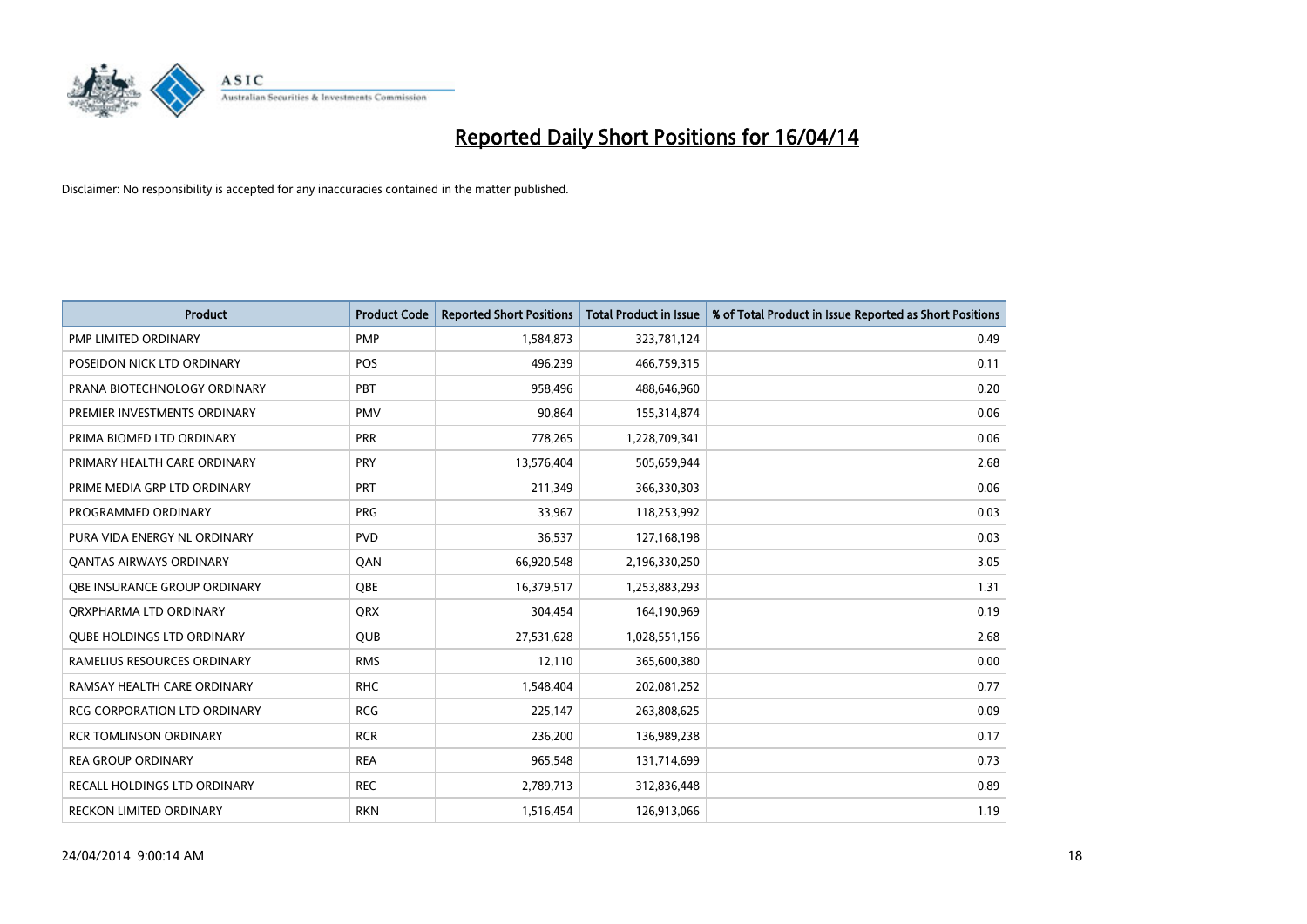# Reported Daily Short Positions for 16/04/14

Disclaimer: No responsibility is accepted for any inaccuracies contained in the matter published.

| Product | Product Code | Reported Short Positions | Total Product in Issue | % of Total Product in Issue Reported as Short Positions |
|---|---|---|---|---|
| PMP LIMITED ORDINARY | PMP | 1,584,873 | 323,781,124 | 0.49 |
| POSEIDON NICK LTD ORDINARY | POS | 496,239 | 466,759,315 | 0.11 |
| PRANA BIOTECHNOLOGY ORDINARY | PBT | 958,496 | 488,646,960 | 0.20 |
| PREMIER INVESTMENTS ORDINARY | PMV | 90,864 | 155,314,874 | 0.06 |
| PRIMA BIOMED LTD ORDINARY | PRR | 778,265 | 1,228,709,341 | 0.06 |
| PRIMARY HEALTH CARE ORDINARY | PRY | 13,576,404 | 505,659,944 | 2.68 |
| PRIME MEDIA GRP LTD ORDINARY | PRT | 211,349 | 366,330,303 | 0.06 |
| PROGRAMMED ORDINARY | PRG | 33,967 | 118,253,992 | 0.03 |
| PURA VIDA ENERGY NL ORDINARY | PVD | 36,537 | 127,168,198 | 0.03 |
| QANTAS AIRWAYS ORDINARY | QAN | 66,920,548 | 2,196,330,250 | 3.05 |
| QBE INSURANCE GROUP ORDINARY | QBE | 16,379,517 | 1,253,883,293 | 1.31 |
| QRXPHARMA LTD ORDINARY | QRX | 304,454 | 164,190,969 | 0.19 |
| QUBE HOLDINGS LTD ORDINARY | QUB | 27,531,628 | 1,028,551,156 | 2.68 |
| RAMELIUS RESOURCES ORDINARY | RMS | 12,110 | 365,600,380 | 0.00 |
| RAMSAY HEALTH CARE ORDINARY | RHC | 1,548,404 | 202,081,252 | 0.77 |
| RCG CORPORATION LTD ORDINARY | RCG | 225,147 | 263,808,625 | 0.09 |
| RCR TOMLINSON ORDINARY | RCR | 236,200 | 136,989,238 | 0.17 |
| REA GROUP ORDINARY | REA | 965,548 | 131,714,699 | 0.73 |
| RECALL HOLDINGS LTD ORDINARY | REC | 2,789,713 | 312,836,448 | 0.89 |
| RECKON LIMITED ORDINARY | RKN | 1,516,454 | 126,913,066 | 1.19 |

24/04/2014 9:00:14 AM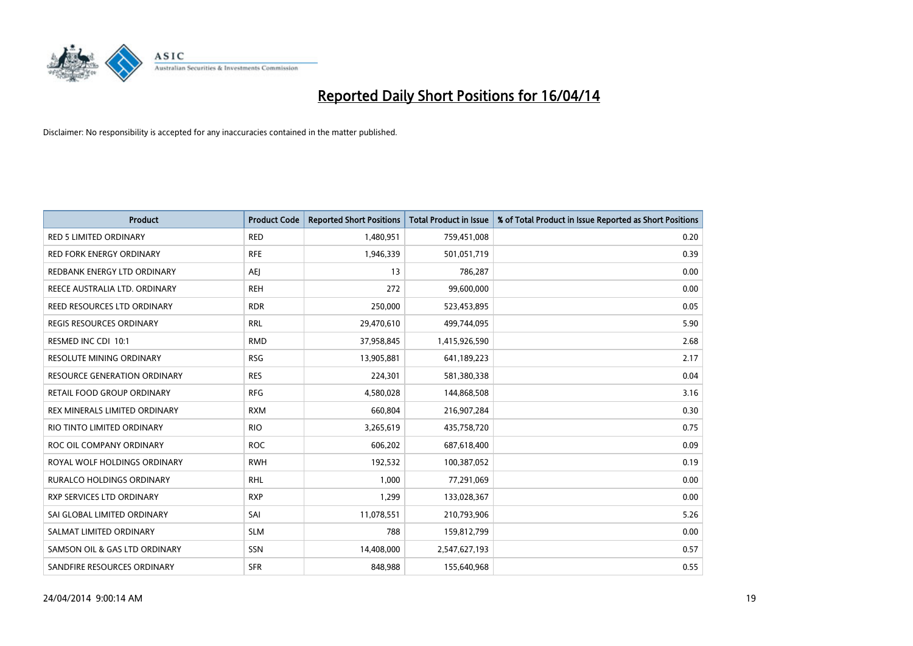# Reported Daily Short Positions for 16/04/14

Disclaimer: No responsibility is accepted for any inaccuracies contained in the matter published.

| Product | Product Code | Reported Short Positions | Total Product in Issue | % of Total Product in Issue Reported as Short Positions |
|---|---|---|---|---|
| RED 5 LIMITED ORDINARY | RED | 1,480,951 | 759,451,008 | 0.20 |
| RED FORK ENERGY ORDINARY | RFE | 1,946,339 | 501,051,719 | 0.39 |
| REDBANK ENERGY LTD ORDINARY | AEJ | 13 | 786,287 | 0.00 |
| REECE AUSTRALIA LTD. ORDINARY | REH | 272 | 99,600,000 | 0.00 |
| REED RESOURCES LTD ORDINARY | RDR | 250,000 | 523,453,895 | 0.05 |
| REGIS RESOURCES ORDINARY | RRL | 29,470,610 | 499,744,095 | 5.90 |
| RESMED INC CDI 10:1 | RMD | 37,958,845 | 1,415,926,590 | 2.68 |
| RESOLUTE MINING ORDINARY | RSG | 13,905,881 | 641,189,223 | 2.17 |
| RESOURCE GENERATION ORDINARY | RES | 224,301 | 581,380,338 | 0.04 |
| RETAIL FOOD GROUP ORDINARY | RFG | 4,580,028 | 144,868,508 | 3.16 |
| REX MINERALS LIMITED ORDINARY | RXM | 660,804 | 216,907,284 | 0.30 |
| RIO TINTO LIMITED ORDINARY | RIO | 3,265,619 | 435,758,720 | 0.75 |
| ROC OIL COMPANY ORDINARY | ROC | 606,202 | 687,618,400 | 0.09 |
| ROYAL WOLF HOLDINGS ORDINARY | RWH | 192,532 | 100,387,052 | 0.19 |
| RURALCO HOLDINGS ORDINARY | RHL | 1,000 | 77,291,069 | 0.00 |
| RXP SERVICES LTD ORDINARY | RXP | 1,299 | 133,028,367 | 0.00 |
| SAI GLOBAL LIMITED ORDINARY | SAI | 11,078,551 | 210,793,906 | 5.26 |
| SALMAT LIMITED ORDINARY | SLM | 788 | 159,812,799 | 0.00 |
| SAMSON OIL & GAS LTD ORDINARY | SSN | 14,408,000 | 2,547,627,193 | 0.57 |
| SANDFIRE RESOURCES ORDINARY | SFR | 848,988 | 155,640,968 | 0.55 |

24/04/2014 9:00:14 AM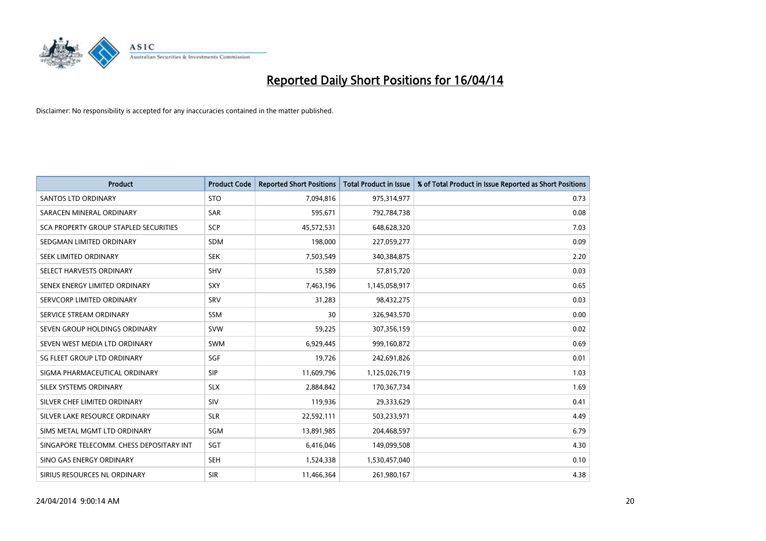# Reported Daily Short Positions for 16/04/14

Disclaimer: No responsibility is accepted for any inaccuracies contained in the matter published.

| Product | Product Code | Reported Short Positions | Total Product in Issue | % of Total Product in Issue Reported as Short Positions |
|---|---|---|---|---|
| SANTOS LTD ORDINARY | STO | 7,094,816 | 975,314,977 | 0.73 |
| SARACEN MINERAL ORDINARY | SAR | 595,671 | 792,784,738 | 0.08 |
| SCA PROPERTY GROUP STAPLED SECURITIES | SCP | 45,572,531 | 648,628,320 | 7.03 |
| SEDGMAN LIMITED ORDINARY | SDM | 198,000 | 227,059,277 | 0.09 |
| SEEK LIMITED ORDINARY | SEK | 7,503,549 | 340,384,875 | 2.20 |
| SELECT HARVESTS ORDINARY | SHV | 15,589 | 57,815,720 | 0.03 |
| SENEX ENERGY LIMITED ORDINARY | SXY | 7,463,196 | 1,145,058,917 | 0.65 |
| SERVCORP LIMITED ORDINARY | SRV | 31,283 | 98,432,275 | 0.03 |
| SERVICE STREAM ORDINARY | SSM | 30 | 326,943,570 | 0.00 |
| SEVEN GROUP HOLDINGS ORDINARY | SVW | 59,225 | 307,356,159 | 0.02 |
| SEVEN WEST MEDIA LTD ORDINARY | SWM | 6,929,445 | 999,160,872 | 0.69 |
| SG FLEET GROUP LTD ORDINARY | SGF | 19,726 | 242,691,826 | 0.01 |
| SIGMA PHARMACEUTICAL ORDINARY | SIP | 11,609,796 | 1,125,026,719 | 1.03 |
| SILEX SYSTEMS ORDINARY | SLX | 2,884,842 | 170,367,734 | 1.69 |
| SILVER CHEF LIMITED ORDINARY | SIV | 119,936 | 29,333,629 | 0.41 |
| SILVER LAKE RESOURCE ORDINARY | SLR | 22,592,111 | 503,233,971 | 4.49 |
| SIMS METAL MGMT LTD ORDINARY | SGM | 13,891,985 | 204,468,597 | 6.79 |
| SINGAPORE TELECOMM. CHESS DEPOSITARY INT | SGT | 6,416,046 | 149,099,508 | 4.30 |
| SINO GAS ENERGY ORDINARY | SEH | 1,524,338 | 1,530,457,040 | 0.10 |
| SIRIUS RESOURCES NL ORDINARY | SIR | 11,466,364 | 261,980,167 | 4.38 |

24/04/2014 9:00:14 AM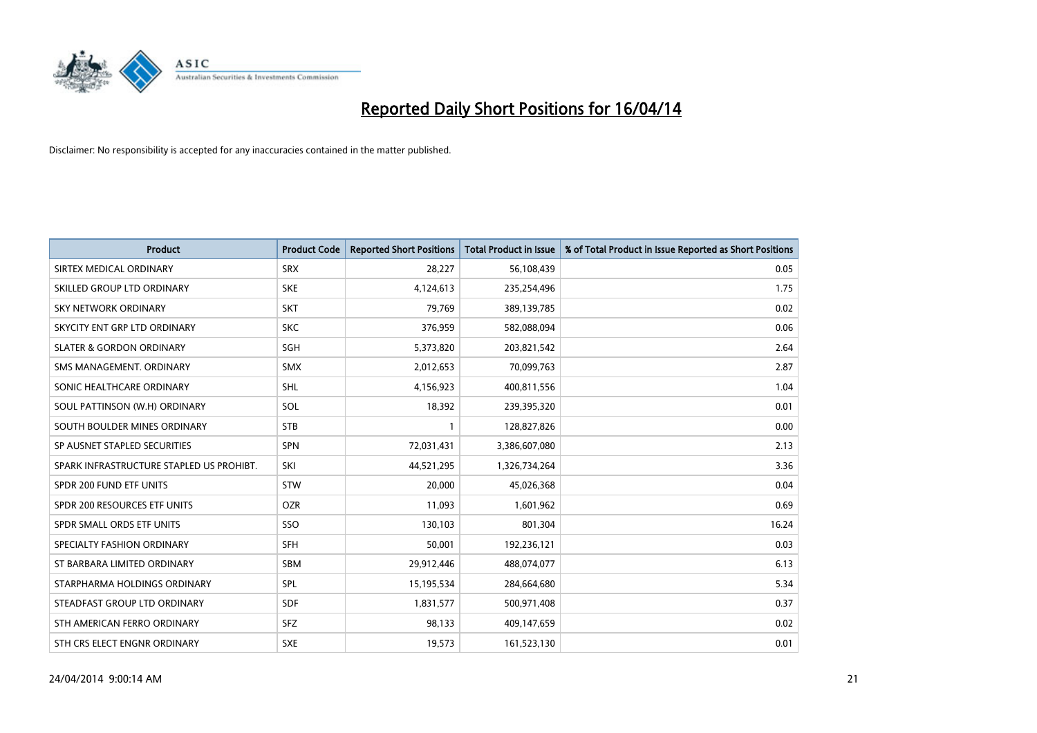# Reported Daily Short Positions for 16/04/14

Disclaimer: No responsibility is accepted for any inaccuracies contained in the matter published.

| Product | Product Code | Reported Short Positions | Total Product in Issue | % of Total Product in Issue Reported as Short Positions |
|---|---|---|---|---|
| SIRTEX MEDICAL ORDINARY | SRX | 28,227 | 56,108,439 | 0.05 |
| SKILLED GROUP LTD ORDINARY | SKE | 4,124,613 | 235,254,496 | 1.75 |
| SKY NETWORK ORDINARY | SKT | 79,769 | 389,139,785 | 0.02 |
| SKYCITY ENT GRP LTD ORDINARY | SKC | 376,959 | 582,088,094 | 0.06 |
| SLATER & GORDON ORDINARY | SGH | 5,373,820 | 203,821,542 | 2.64 |
| SMS MANAGEMENT. ORDINARY | SMX | 2,012,653 | 70,099,763 | 2.87 |
| SONIC HEALTHCARE ORDINARY | SHL | 4,156,923 | 400,811,556 | 1.04 |
| SOUL PATTINSON (W.H) ORDINARY | SOL | 18,392 | 239,395,320 | 0.01 |
| SOUTH BOULDER MINES ORDINARY | STB | 1 | 128,827,826 | 0.00 |
| SP AUSNET STAPLED SECURITIES | SPN | 72,031,431 | 3,386,607,080 | 2.13 |
| SPARK INFRASTRUCTURE STAPLED US PROHIBT. | SKI | 44,521,295 | 1,326,734,264 | 3.36 |
| SPDR 200 FUND ETF UNITS | STW | 20,000 | 45,026,368 | 0.04 |
| SPDR 200 RESOURCES ETF UNITS | OZR | 11,093 | 1,601,962 | 0.69 |
| SPDR SMALL ORDS ETF UNITS | SSO | 130,103 | 801,304 | 16.24 |
| SPECIALTY FASHION ORDINARY | SFH | 50,001 | 192,236,121 | 0.03 |
| ST BARBARA LIMITED ORDINARY | SBM | 29,912,446 | 488,074,077 | 6.13 |
| STARPHARMA HOLDINGS ORDINARY | SPL | 15,195,534 | 284,664,680 | 5.34 |
| STEADFAST GROUP LTD ORDINARY | SDF | 1,831,577 | 500,971,408 | 0.37 |
| STH AMERICAN FERRO ORDINARY | SFZ | 98,133 | 409,147,659 | 0.02 |
| STH CRS ELECT ENGNR ORDINARY | SXE | 19,573 | 161,523,130 | 0.01 |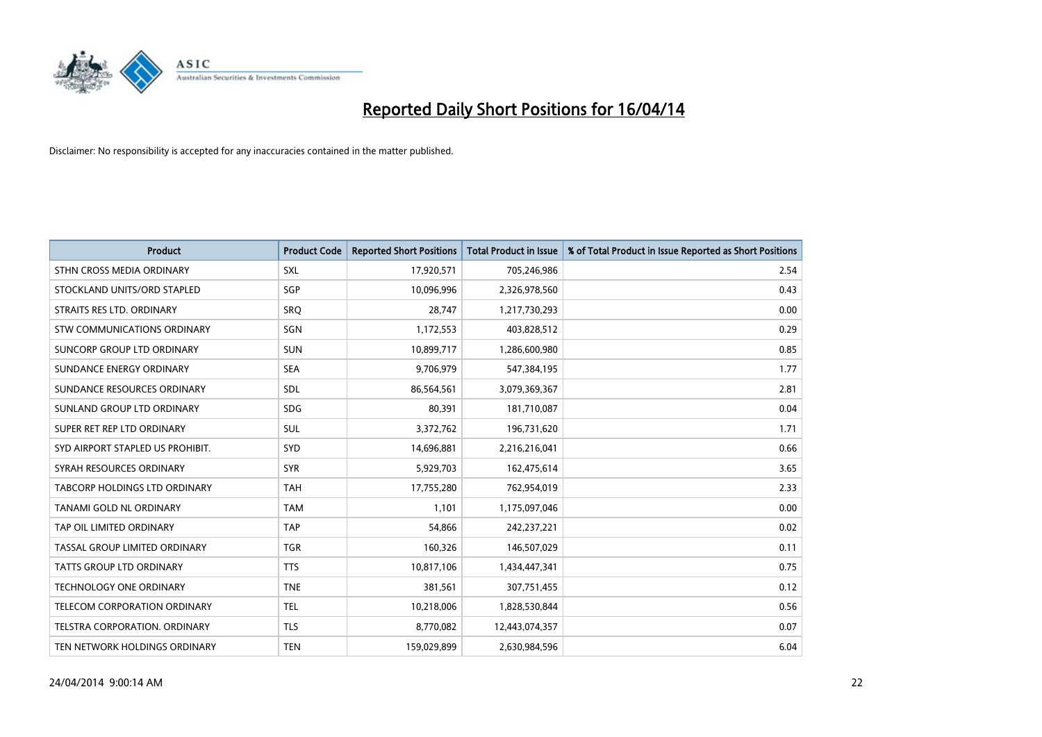# Reported Daily Short Positions for 16/04/14

Disclaimer: No responsibility is accepted for any inaccuracies contained in the matter published.

| Product | Product Code | Reported Short Positions | Total Product in Issue | % of Total Product in Issue Reported as Short Positions |
|---|---|---|---|---|
| STHN CROSS MEDIA ORDINARY | SXL | 17,920,571 | 705,246,986 | 2.54 |
| STOCKLAND UNITS/ORD STAPLED | SGP | 10,096,996 | 2,326,978,560 | 0.43 |
| STRAITS RES LTD. ORDINARY | SRQ | 28,747 | 1,217,730,293 | 0.00 |
| STW COMMUNICATIONS ORDINARY | SGN | 1,172,553 | 403,828,512 | 0.29 |
| SUNCORP GROUP LTD ORDINARY | SUN | 10,899,717 | 1,286,600,980 | 0.85 |
| SUNDANCE ENERGY ORDINARY | SEA | 9,706,979 | 547,384,195 | 1.77 |
| SUNDANCE RESOURCES ORDINARY | SDL | 86,564,561 | 3,079,369,367 | 2.81 |
| SUNLAND GROUP LTD ORDINARY | SDG | 80,391 | 181,710,087 | 0.04 |
| SUPER RET REP LTD ORDINARY | SUL | 3,372,762 | 196,731,620 | 1.71 |
| SYD AIRPORT STAPLED US PROHIBIT. | SYD | 14,696,881 | 2,216,216,041 | 0.66 |
| SYRAH RESOURCES ORDINARY | SYR | 5,929,703 | 162,475,614 | 3.65 |
| TABCORP HOLDINGS LTD ORDINARY | TAH | 17,755,280 | 762,954,019 | 2.33 |
| TANAMI GOLD NL ORDINARY | TAM | 1,101 | 1,175,097,046 | 0.00 |
| TAP OIL LIMITED ORDINARY | TAP | 54,866 | 242,237,221 | 0.02 |
| TASSAL GROUP LIMITED ORDINARY | TGR | 160,326 | 146,507,029 | 0.11 |
| TATTS GROUP LTD ORDINARY | TTS | 10,817,106 | 1,434,447,341 | 0.75 |
| TECHNOLOGY ONE ORDINARY | TNE | 381,561 | 307,751,455 | 0.12 |
| TELECOM CORPORATION ORDINARY | TEL | 10,218,006 | 1,828,530,844 | 0.56 |
| TELSTRA CORPORATION. ORDINARY | TLS | 8,770,082 | 12,443,074,357 | 0.07 |
| TEN NETWORK HOLDINGS ORDINARY | TEN | 159,029,899 | 2,630,984,596 | 6.04 |

24/04/2014 9:00:14 AM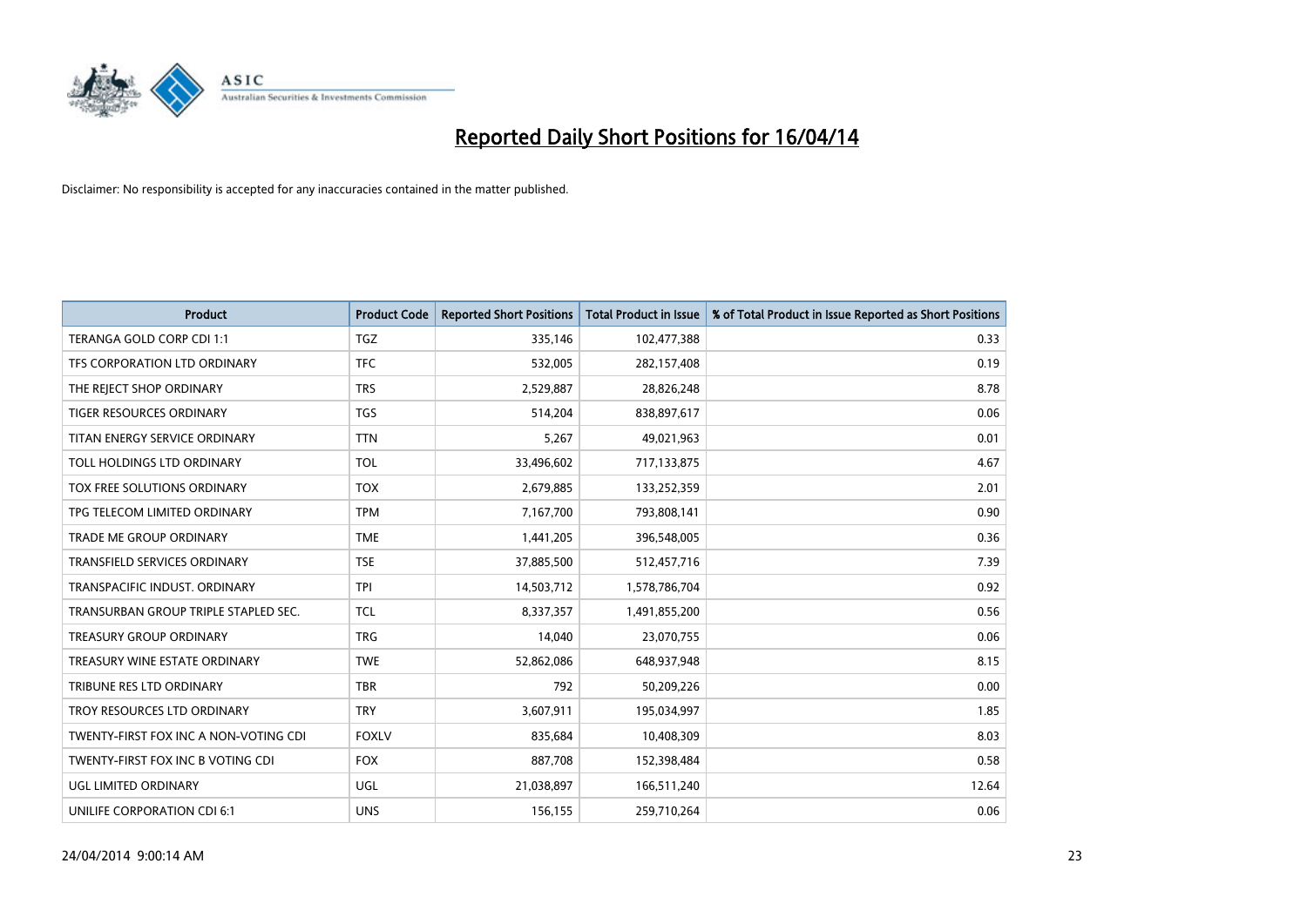# Reported Daily Short Positions for 16/04/14

Disclaimer: No responsibility is accepted for any inaccuracies contained in the matter published.

| Product | Product Code | Reported Short Positions | Total Product in Issue | % of Total Product in Issue Reported as Short Positions |
|---|---|---|---|---|
| TERANGA GOLD CORP CDI 1:1 | TGZ | 335,146 | 102,477,388 | 0.33 |
| TFS CORPORATION LTD ORDINARY | TFC | 532,005 | 282,157,408 | 0.19 |
| THE REJECT SHOP ORDINARY | TRS | 2,529,887 | 28,826,248 | 8.78 |
| TIGER RESOURCES ORDINARY | TGS | 514,204 | 838,897,617 | 0.06 |
| TITAN ENERGY SERVICE ORDINARY | TTN | 5,267 | 49,021,963 | 0.01 |
| TOLL HOLDINGS LTD ORDINARY | TOL | 33,496,602 | 717,133,875 | 4.67 |
| TOX FREE SOLUTIONS ORDINARY | TOX | 2,679,885 | 133,252,359 | 2.01 |
| TPG TELECOM LIMITED ORDINARY | TPM | 7,167,700 | 793,808,141 | 0.90 |
| TRADE ME GROUP ORDINARY | TME | 1,441,205 | 396,548,005 | 0.36 |
| TRANSFIELD SERVICES ORDINARY | TSE | 37,885,500 | 512,457,716 | 7.39 |
| TRANSPACIFIC INDUST. ORDINARY | TPI | 14,503,712 | 1,578,786,704 | 0.92 |
| TRANSURBAN GROUP TRIPLE STAPLED SEC. | TCL | 8,337,357 | 1,491,855,200 | 0.56 |
| TREASURY GROUP ORDINARY | TRG | 14,040 | 23,070,755 | 0.06 |
| TREASURY WINE ESTATE ORDINARY | TWE | 52,862,086 | 648,937,948 | 8.15 |
| TRIBUNE RES LTD ORDINARY | TBR | 792 | 50,209,226 | 0.00 |
| TROY RESOURCES LTD ORDINARY | TRY | 3,607,911 | 195,034,997 | 1.85 |
| TWENTY-FIRST FOX INC A NON-VOTING CDI | FOXLV | 835,684 | 10,408,309 | 8.03 |
| TWENTY-FIRST FOX INC B VOTING CDI | FOX | 887,708 | 152,398,484 | 0.58 |
| UGL LIMITED ORDINARY | UGL | 21,038,897 | 166,511,240 | 12.64 |
| UNILIFE CORPORATION CDI 6:1 | UNS | 156,155 | 259,710,264 | 0.06 |

24/04/2014 9:00:14 AM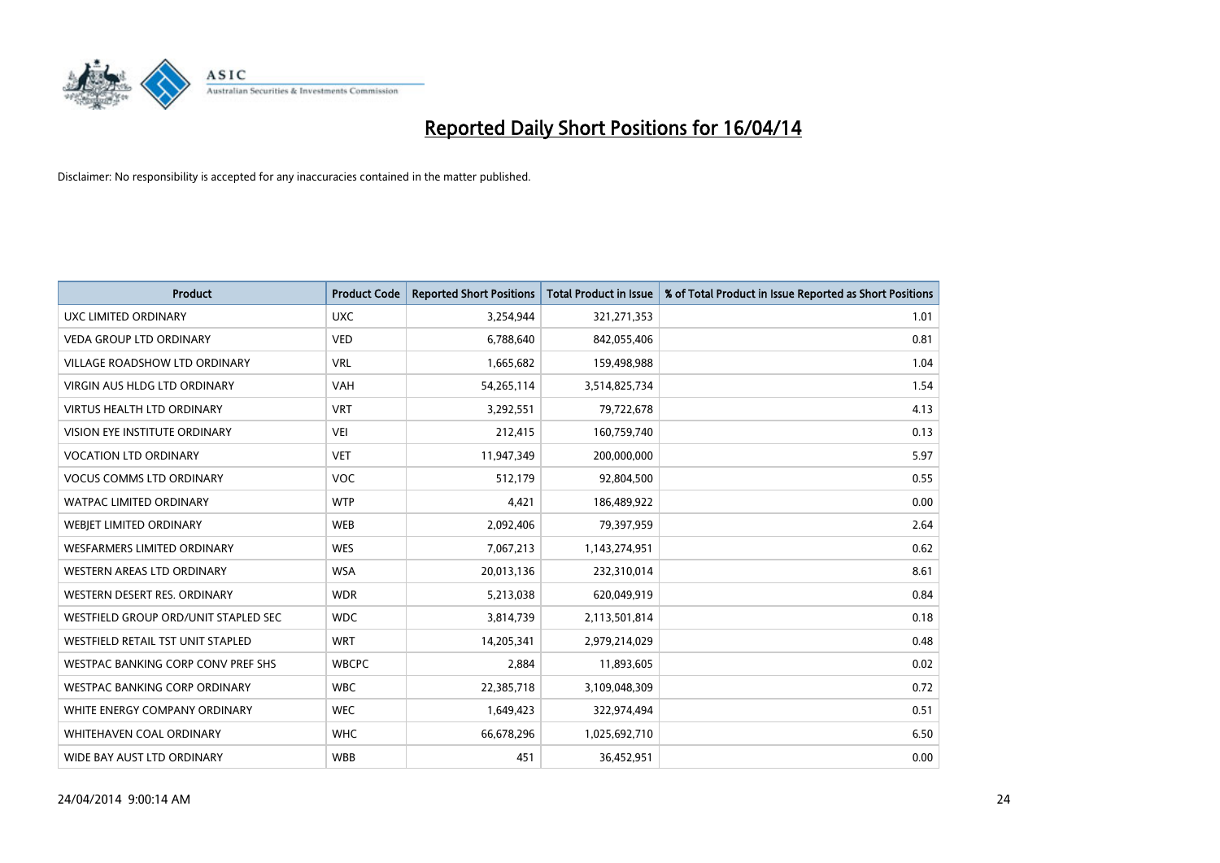# Reported Daily Short Positions for 16/04/14

Disclaimer: No responsibility is accepted for any inaccuracies contained in the matter published.

| Product | Product Code | Reported Short Positions | Total Product in Issue | % of Total Product in Issue Reported as Short Positions |
|---|---|---|---|---|
| UXC LIMITED ORDINARY | UXC | 3,254,944 | 321,271,353 | 1.01 |
| VEDA GROUP LTD ORDINARY | VED | 6,788,640 | 842,055,406 | 0.81 |
| VILLAGE ROADSHOW LTD ORDINARY | VRL | 1,665,682 | 159,498,988 | 1.04 |
| VIRGIN AUS HLDG LTD ORDINARY | VAH | 54,265,114 | 3,514,825,734 | 1.54 |
| VIRTUS HEALTH LTD ORDINARY | VRT | 3,292,551 | 79,722,678 | 4.13 |
| VISION EYE INSTITUTE ORDINARY | VEI | 212,415 | 160,759,740 | 0.13 |
| VOCATION LTD ORDINARY | VET | 11,947,349 | 200,000,000 | 5.97 |
| VOCUS COMMS LTD ORDINARY | VOC | 512,179 | 92,804,500 | 0.55 |
| WATPAC LIMITED ORDINARY | WTP | 4,421 | 186,489,922 | 0.00 |
| WEBJET LIMITED ORDINARY | WEB | 2,092,406 | 79,397,959 | 2.64 |
| WESFARMERS LIMITED ORDINARY | WES | 7,067,213 | 1,143,274,951 | 0.62 |
| WESTERN AREAS LTD ORDINARY | WSA | 20,013,136 | 232,310,014 | 8.61 |
| WESTERN DESERT RES. ORDINARY | WDR | 5,213,038 | 620,049,919 | 0.84 |
| WESTFIELD GROUP ORD/UNIT STAPLED SEC | WDC | 3,814,739 | 2,113,501,814 | 0.18 |
| WESTFIELD RETAIL TST UNIT STAPLED | WRT | 14,205,341 | 2,979,214,029 | 0.48 |
| WESTPAC BANKING CORP CONV PREF SHS | WBCPC | 2,884 | 11,893,605 | 0.02 |
| WESTPAC BANKING CORP ORDINARY | WBC | 22,385,718 | 3,109,048,309 | 0.72 |
| WHITE ENERGY COMPANY ORDINARY | WEC | 1,649,423 | 322,974,494 | 0.51 |
| WHITEHAVEN COAL ORDINARY | WHC | 66,678,296 | 1,025,692,710 | 6.50 |
| WIDE BAY AUST LTD ORDINARY | WBB | 451 | 36,452,951 | 0.00 |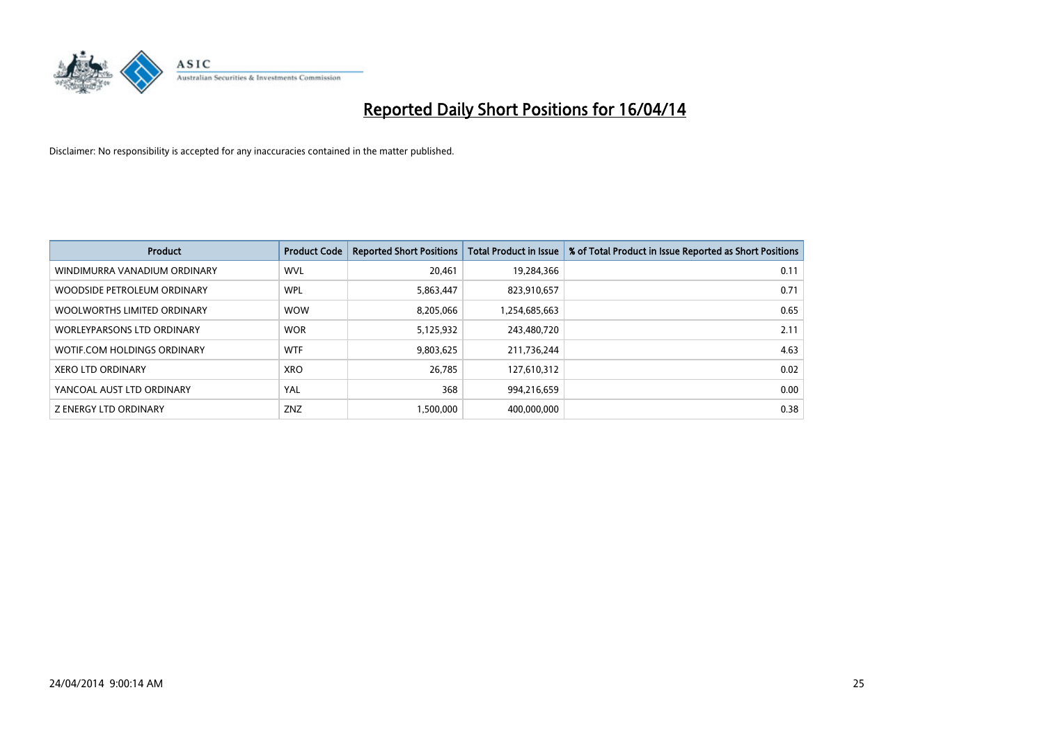# Reported Daily Short Positions for 16/04/14

Disclaimer: No responsibility is accepted for any inaccuracies contained in the matter published.

| Product | Product Code | Reported Short Positions | Total Product in Issue | % of Total Product in Issue Reported as Short Positions |
|---|---|---|---|---|
| WINDIMURRA VANADIUM ORDINARY | WVL | 20,461 | 19,284,366 | 0.11 |
| WOODSIDE PETROLEUM ORDINARY | WPL | 5,863,447 | 823,910,657 | 0.71 |
| WOOLWORTHS LIMITED ORDINARY | WOW | 8,205,066 | 1,254,685,663 | 0.65 |
| WORLEYPARSONS LTD ORDINARY | WOR | 5,125,932 | 243,480,720 | 2.11 |
| WOTIF.COM HOLDINGS ORDINARY | WTF | 9,803,625 | 211,736,244 | 4.63 |
| XERO LTD ORDINARY | XRO | 26,785 | 127,610,312 | 0.02 |
| YANCOAL AUST LTD ORDINARY | YAL | 368 | 994,216,659 | 0.00 |
| Z ENERGY LTD ORDINARY | ZNZ | 1,500,000 | 400,000,000 | 0.38 |

24/04/2014 9:00:14 AM